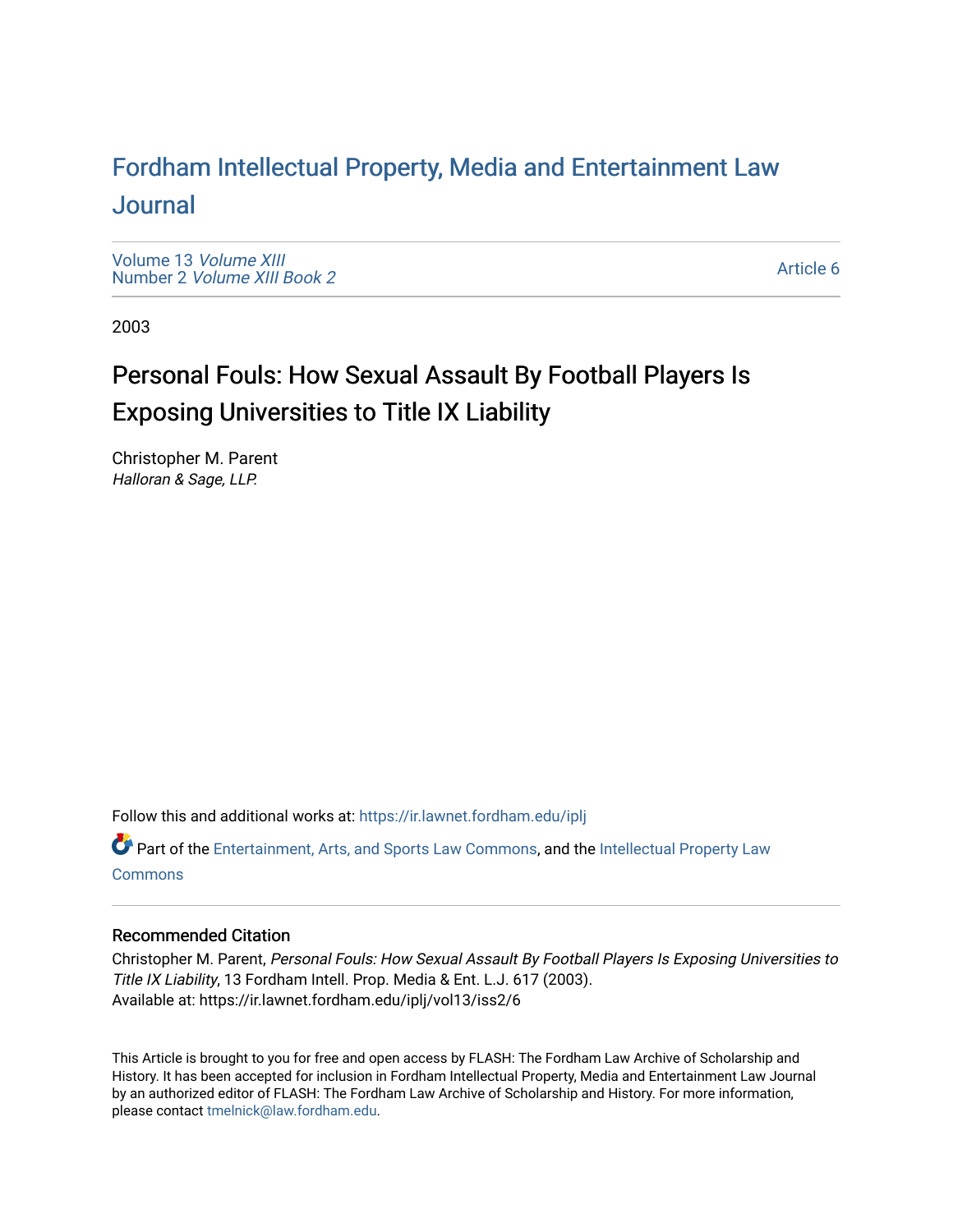# Fordham Intellectual Property, Media and Entertainment Law Journal

Volume 13 *Volume XIII*
Number 2 *Volume XIII Book 2*

Article 6

2003

## Personal Fouls: How Sexual Assault By Football Players Is Exposing Universities to Title IX Liability

Christopher M. Parent
*Halloran & Sage, LLP.*

Follow this and additional works at: https://ir.lawnet.fordham.edu/iplj

Part of the Entertainment, Arts, and Sports Law Commons, and the Intellectual Property Law Commons

### Recommended Citation

Christopher M. Parent, *Personal Fouls: How Sexual Assault By Football Players Is Exposing Universities to Title IX Liability*, 13 Fordham Intell. Prop. Media & Ent. L.J. 617 (2003).
Available at: https://ir.lawnet.fordham.edu/iplj/vol13/iss2/6

This Article is brought to you for free and open access by FLASH: The Fordham Law Archive of Scholarship and History. It has been accepted for inclusion in Fordham Intellectual Property, Media and Entertainment Law Journal by an authorized editor of FLASH: The Fordham Law Archive of Scholarship and History. For more information, please contact tmelnick@law.fordham.edu.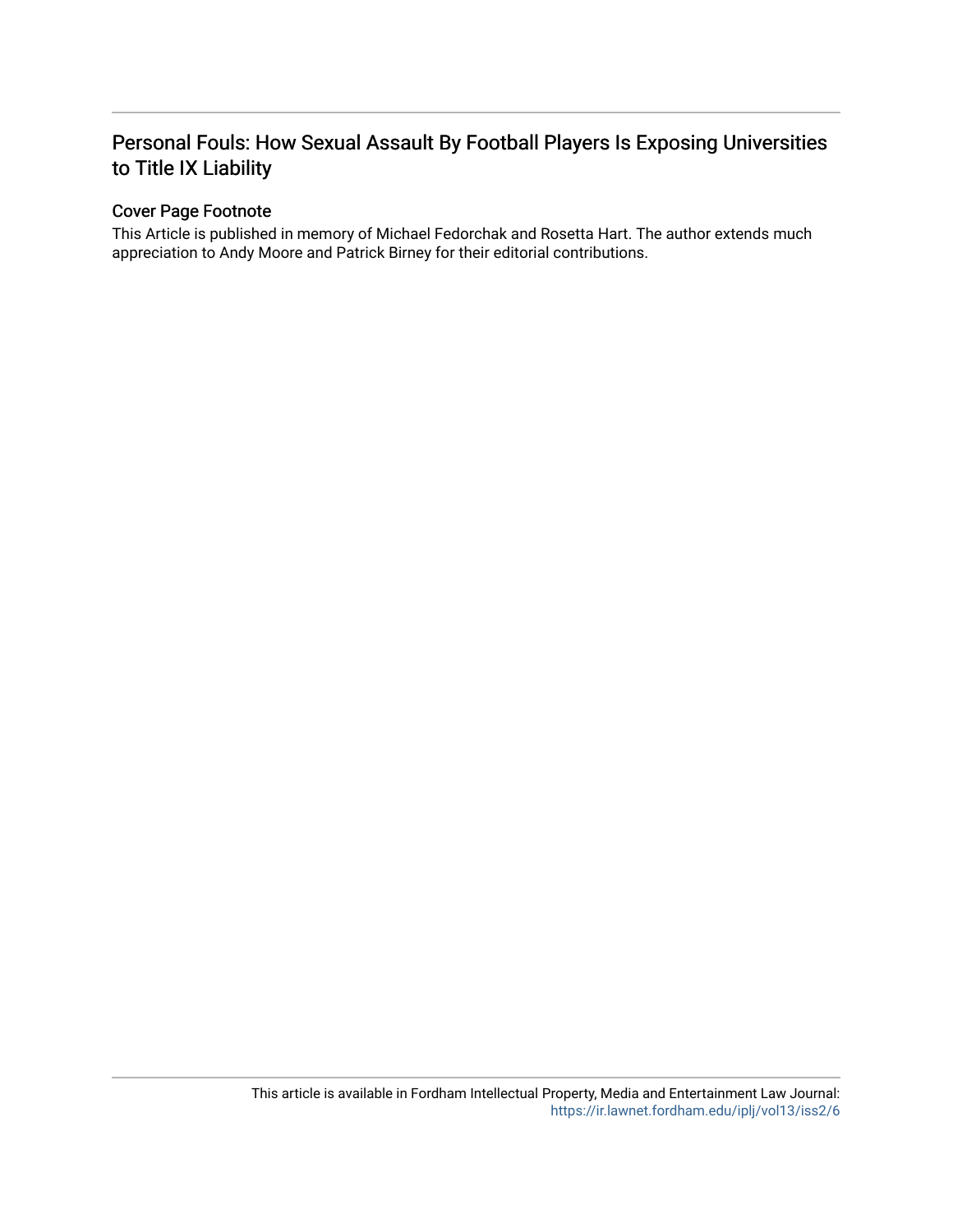# Personal Fouls: How Sexual Assault By Football Players Is Exposing Universities to Title IX Liability

## Cover Page Footnote

This Article is published in memory of Michael Fedorchak and Rosetta Hart. The author extends much appreciation to Andy Moore and Patrick Birney for their editorial contributions.

This article is available in Fordham Intellectual Property, Media and Entertainment Law Journal: https://ir.lawnet.fordham.edu/iplj/vol13/iss2/6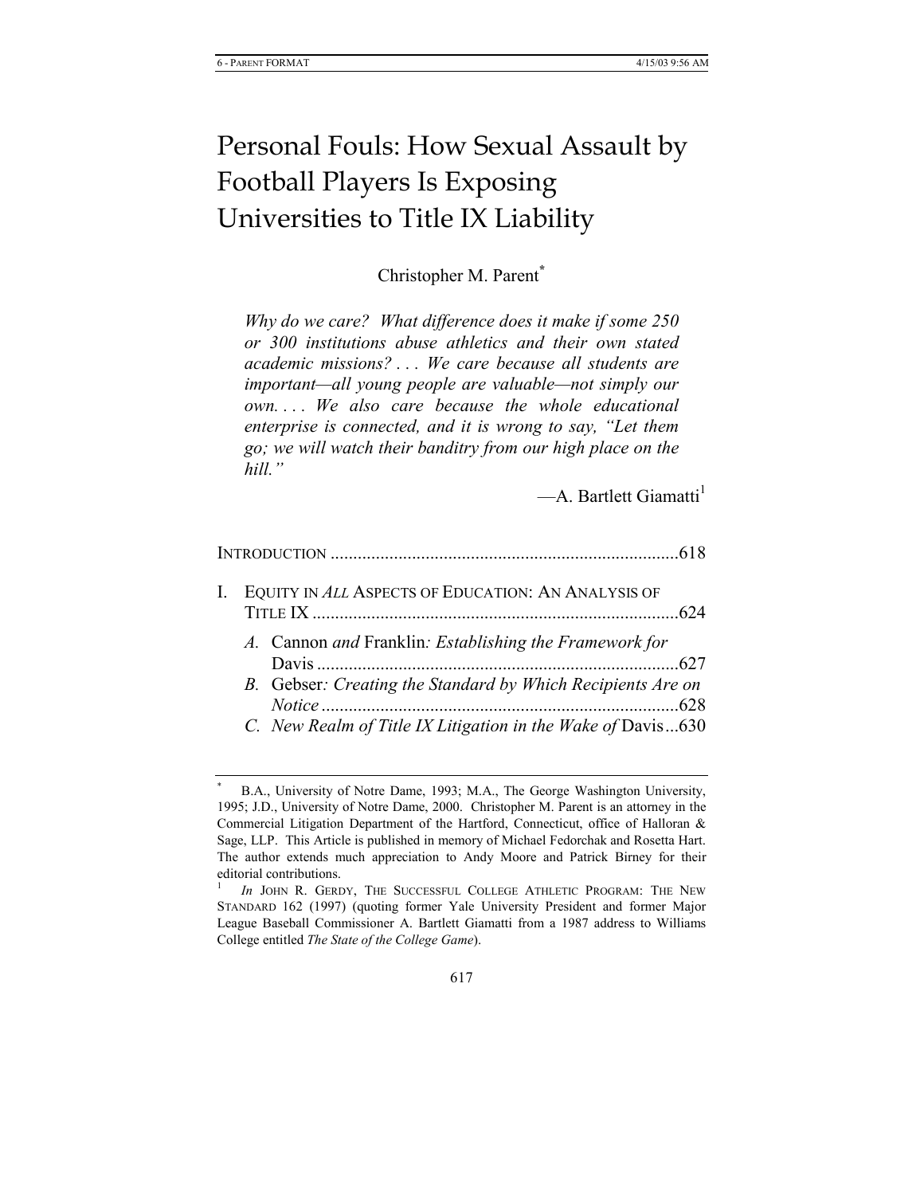# Personal Fouls: How Sexual Assault by Football Players Is Exposing Universities to Title IX Liability

Christopher M. Parent[*]

*Why do we care? What difference does it make if some 250 or 300 institutions abuse athletics and their own stated academic missions? . . . We care because all students are important—all young people are valuable—not simply our own. . . . We also care because the whole educational enterprise is connected, and it is wrong to say, "Let them go; we will watch their banditry from our high place on the hill."*

—A. Bartlett Giamatti[1]

INTRODUCTION .............................................................................618

I. EQUITY IN *ALL* ASPECTS OF EDUCATION: AN ANALYSIS OF TITLE IX ................................................................................624

   *A.* Cannon *and* Franklin*: Establishing the Framework for* Davis ...............................................................................627

   *B.* Gebser*: Creating the Standard by Which Recipients Are on Notice* ..............................................................................628

   *C. New Realm of Title IX Litigation in the Wake of* Davis...630

---

[*] B.A., University of Notre Dame, 1993; M.A., The George Washington University, 1995; J.D., University of Notre Dame, 2000. Christopher M. Parent is an attorney in the Commercial Litigation Department of the Hartford, Connecticut, office of Halloran & Sage, LLP. This Article is published in memory of Michael Fedorchak and Rosetta Hart. The author extends much appreciation to Andy Moore and Patrick Birney for their editorial contributions.

[1] *In* JOHN R. GERDY, THE SUCCESSFUL COLLEGE ATHLETIC PROGRAM: THE NEW STANDARD 162 (1997) (quoting former Yale University President and former Major League Baseball Commissioner A. Bartlett Giamatti from a 1987 address to Williams College entitled *The State of the College Game*).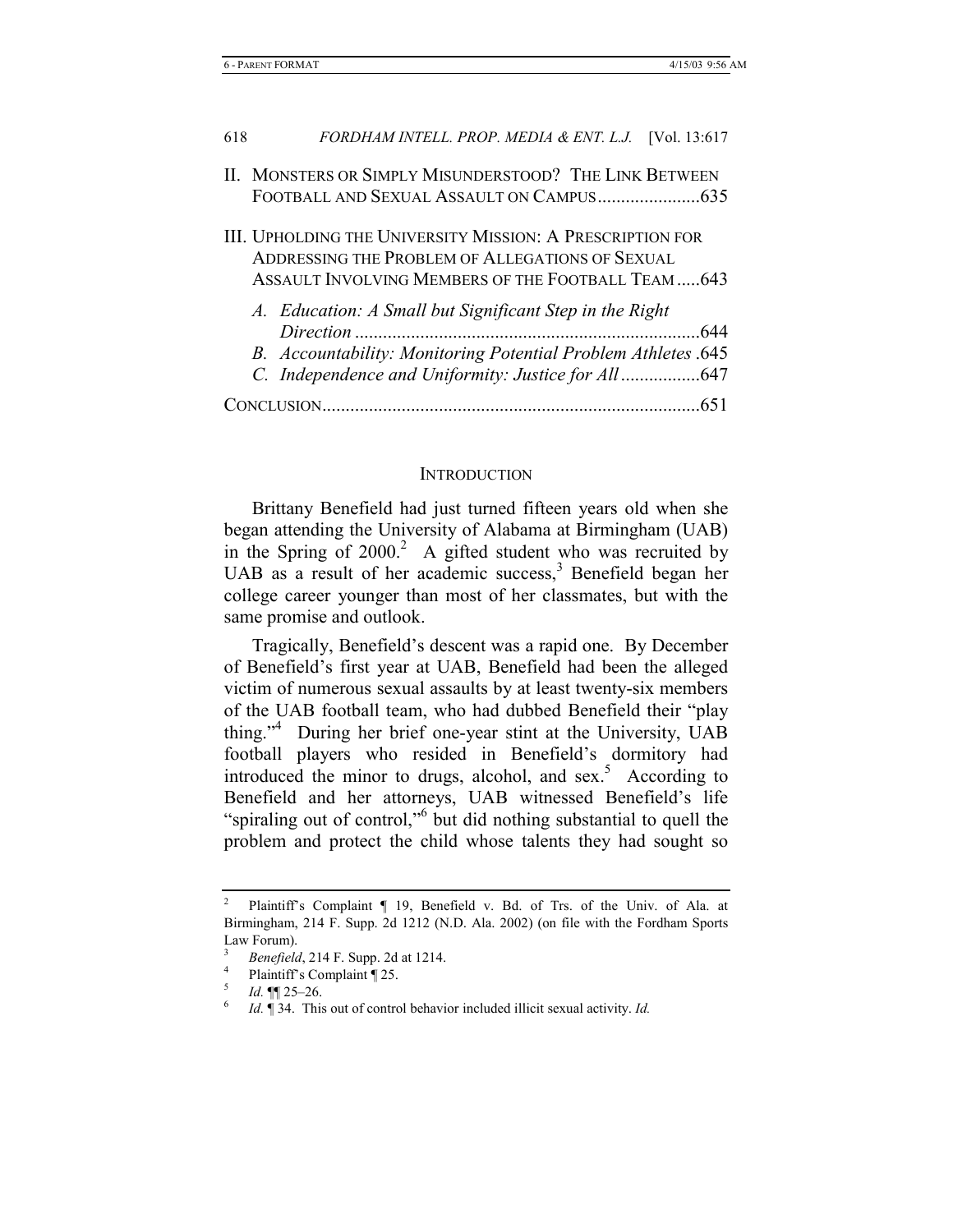II. MONSTERS OR SIMPLY MISUNDERSTOOD? THE LINK BETWEEN FOOTBALL AND SEXUAL ASSAULT ON CAMPUS ......................635

III. UPHOLDING THE UNIVERSITY MISSION: A PRESCRIPTION FOR ADDRESSING THE PROBLEM OF ALLEGATIONS OF SEXUAL ASSAULT INVOLVING MEMBERS OF THE FOOTBALL TEAM .....643

*A. Education: A Small but Significant Step in the Right Direction* ..........................................................................644

*B. Accountability: Monitoring Potential Problem Athletes* .645

*C. Independence and Uniformity: Justice for All* .................647

CONCLUSION.................................................................................651

## INTRODUCTION

Brittany Benefield had just turned fifteen years old when she began attending the University of Alabama at Birmingham (UAB) in the Spring of 2000.[2] A gifted student who was recruited by UAB as a result of her academic success,[3] Benefield began her college career younger than most of her classmates, but with the same promise and outlook.

Tragically, Benefield's descent was a rapid one. By December of Benefield's first year at UAB, Benefield had been the alleged victim of numerous sexual assaults by at least twenty-six members of the UAB football team, who had dubbed Benefield their "play thing."[4] During her brief one-year stint at the University, UAB football players who resided in Benefield's dormitory had introduced the minor to drugs, alcohol, and sex.[5] According to Benefield and her attorneys, UAB witnessed Benefield's life "spiraling out of control,"[6] but did nothing substantial to quell the problem and protect the child whose talents they had sought so

---

[2] Plaintiff's Complaint ¶ 19, Benefield v. Bd. of Trs. of the Univ. of Ala. at Birmingham, 214 F. Supp. 2d 1212 (N.D. Ala. 2002) (on file with the Fordham Sports Law Forum).

[3] *Benefield*, 214 F. Supp. 2d at 1214.

[4] Plaintiff's Complaint ¶ 25.

[5] *Id.* ¶¶ 25–26.

[6] *Id.* ¶ 34. This out of control behavior included illicit sexual activity. *Id.*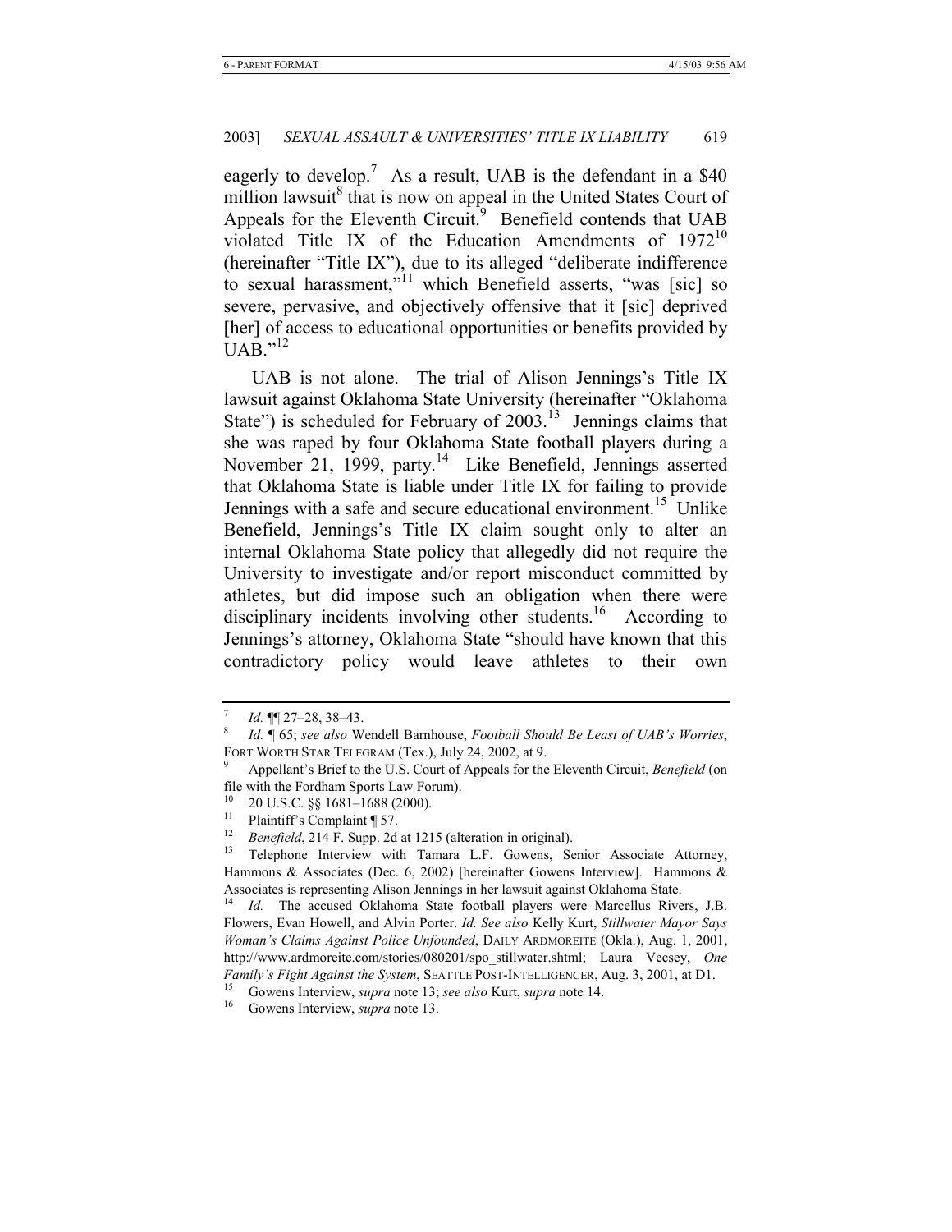eagerly to develop.[7] As a result, UAB is the defendant in a $40 million lawsuit[8] that is now on appeal in the United States Court of Appeals for the Eleventh Circuit.[9] Benefield contends that UAB violated Title IX of the Education Amendments of 1972[10] (hereinafter "Title IX"), due to its alleged "deliberate indifference to sexual harassment,"[11] which Benefield asserts, "was [sic] so severe, pervasive, and objectively offensive that it [sic] deprived [her] of access to educational opportunities or benefits provided by UAB."[12]

UAB is not alone. The trial of Alison Jennings's Title IX lawsuit against Oklahoma State University (hereinafter "Oklahoma State") is scheduled for February of 2003.[13] Jennings claims that she was raped by four Oklahoma State football players during a November 21, 1999, party.[14] Like Benefield, Jennings asserted that Oklahoma State is liable under Title IX for failing to provide Jennings with a safe and secure educational environment.[15] Unlike Benefield, Jennings's Title IX claim sought only to alter an internal Oklahoma State policy that allegedly did not require the University to investigate and/or report misconduct committed by athletes, but did impose such an obligation when there were disciplinary incidents involving other students.[16] According to Jennings's attorney, Oklahoma State "should have known that this contradictory policy would leave athletes to their own

---

[7] *Id.* ¶¶ 27–28, 38–43.

[8] *Id.* ¶ 65; *see also* Wendell Barnhouse, *Football Should Be Least of UAB's Worries*, FORT WORTH STAR TELEGRAM (Tex.), July 24, 2002, at 9.

[9] Appellant's Brief to the U.S. Court of Appeals for the Eleventh Circuit, *Benefield* (on file with the Fordham Sports Law Forum).

[10] 20 U.S.C. §§ 1681–1688 (2000).

[11] Plaintiff's Complaint ¶ 57.

[12] *Benefield*, 214 F. Supp. 2d at 1215 (alteration in original).

[13] Telephone Interview with Tamara L.F. Gowens, Senior Associate Attorney, Hammons & Associates (Dec. 6, 2002) [hereinafter Gowens Interview]. Hammons & Associates is representing Alison Jennings in her lawsuit against Oklahoma State.

[14] *Id.* The accused Oklahoma State football players were Marcellus Rivers, J.B. Flowers, Evan Howell, and Alvin Porter. *Id. See also* Kelly Kurt, *Stillwater Mayor Says Woman's Claims Against Police Unfounded*, DAILY ARDMOREITE (Okla.), Aug. 1, 2001, http://www.ardmoreite.com/stories/080201/spo_stillwater.shtml; Laura Vecsey, *One Family's Fight Against the System*, SEATTLE POST-INTELLIGENCER, Aug. 3, 2001, at D1.

[15] Gowens Interview, *supra* note 13; *see also* Kurt, *supra* note 14.

[16] Gowens Interview, *supra* note 13.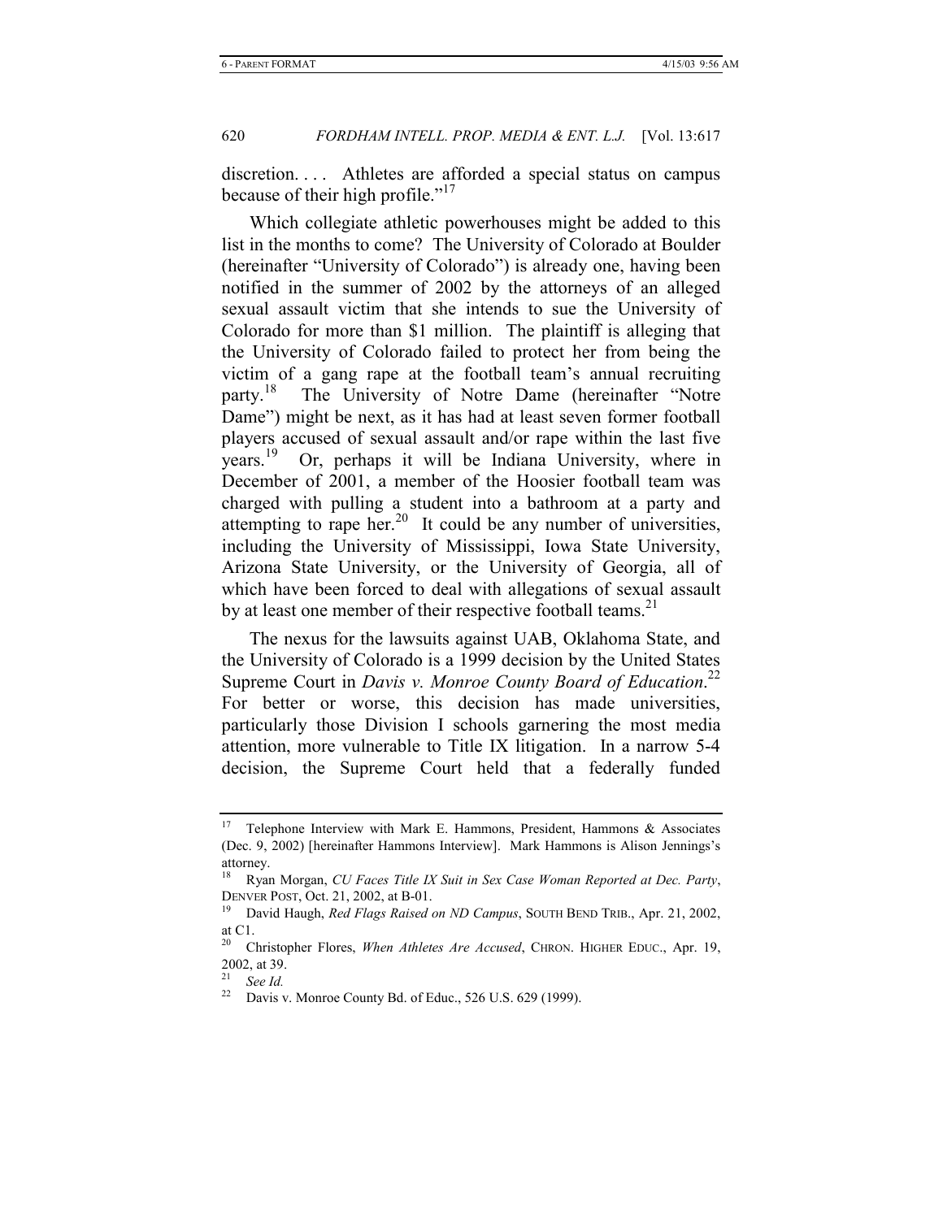discretion. . . . Athletes are afforded a special status on campus because of their high profile."[17]

Which collegiate athletic powerhouses might be added to this list in the months to come? The University of Colorado at Boulder (hereinafter "University of Colorado") is already one, having been notified in the summer of 2002 by the attorneys of an alleged sexual assault victim that she intends to sue the University of Colorado for more than $1 million. The plaintiff is alleging that the University of Colorado failed to protect her from being the victim of a gang rape at the football team's annual recruiting party.[18] The University of Notre Dame (hereinafter "Notre Dame") might be next, as it has had at least seven former football players accused of sexual assault and/or rape within the last five years.[19] Or, perhaps it will be Indiana University, where in December of 2001, a member of the Hoosier football team was charged with pulling a student into a bathroom at a party and attempting to rape her.[20] It could be any number of universities, including the University of Mississippi, Iowa State University, Arizona State University, or the University of Georgia, all of which have been forced to deal with allegations of sexual assault by at least one member of their respective football teams.[21]

The nexus for the lawsuits against UAB, Oklahoma State, and the University of Colorado is a 1999 decision by the United States Supreme Court in *Davis v. Monroe County Board of Education*.[22] For better or worse, this decision has made universities, particularly those Division I schools garnering the most media attention, more vulnerable to Title IX litigation. In a narrow 5-4 decision, the Supreme Court held that a federally funded

---

[17] Telephone Interview with Mark E. Hammons, President, Hammons & Associates (Dec. 9, 2002) [hereinafter Hammons Interview]. Mark Hammons is Alison Jennings's attorney.

[18] Ryan Morgan, *CU Faces Title IX Suit in Sex Case Woman Reported at Dec. Party*, DENVER POST, Oct. 21, 2002, at B-01.

[19] David Haugh, *Red Flags Raised on ND Campus*, SOUTH BEND TRIB., Apr. 21, 2002, at C1.

[20] Christopher Flores, *When Athletes Are Accused*, CHRON. HIGHER EDUC., Apr. 19, 2002, at 39.

[21] *See Id.*

[22] Davis v. Monroe County Bd. of Educ., 526 U.S. 629 (1999).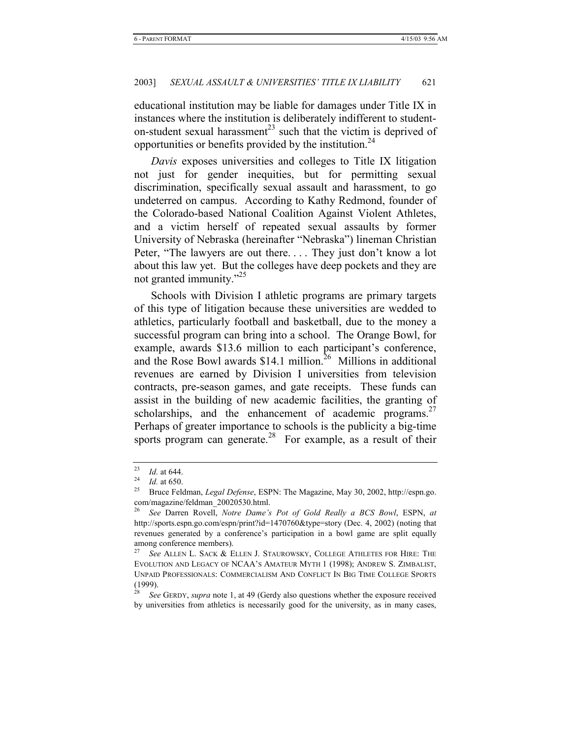educational institution may be liable for damages under Title IX in instances where the institution is deliberately indifferent to student-on-student sexual harassment[23] such that the victim is deprived of opportunities or benefits provided by the institution.[24]

*Davis* exposes universities and colleges to Title IX litigation not just for gender inequities, but for permitting sexual discrimination, specifically sexual assault and harassment, to go undeterred on campus. According to Kathy Redmond, founder of the Colorado-based National Coalition Against Violent Athletes, and a victim herself of repeated sexual assaults by former University of Nebraska (hereinafter "Nebraska") lineman Christian Peter, "The lawyers are out there. . . . They just don't know a lot about this law yet. But the colleges have deep pockets and they are not granted immunity."[25]

Schools with Division I athletic programs are primary targets of this type of litigation because these universities are wedded to athletics, particularly football and basketball, due to the money a successful program can bring into a school. The Orange Bowl, for example, awards $13.6 million to each participant's conference, and the Rose Bowl awards $14.1 million.[26] Millions in additional revenues are earned by Division I universities from television contracts, pre-season games, and gate receipts. These funds can assist in the building of new academic facilities, the granting of scholarships, and the enhancement of academic programs.[27] Perhaps of greater importance to schools is the publicity a big-time sports program can generate.[28] For example, as a result of their

---

[23] *Id.* at 644.

[24] *Id.* at 650.

[25] Bruce Feldman, *Legal Defense*, ESPN: The Magazine, May 30, 2002, http://espn.go.com/magazine/feldman_20020530.html.

[26] *See* Darren Rovell, *Notre Dame's Pot of Gold Really a BCS Bowl*, ESPN, *at* http://sports.espn.go.com/espn/print?id=1470760&type=story (Dec. 4, 2002) (noting that revenues generated by a conference's participation in a bowl game are split equally among conference members).

[27] *See* ALLEN L. SACK & ELLEN J. STAUROWSKY, COLLEGE ATHLETES FOR HIRE: THE EVOLUTION AND LEGACY OF NCAA'S AMATEUR MYTH 1 (1998); ANDREW S. ZIMBALIST, UNPAID PROFESSIONALS: COMMERCIALISM AND CONFLICT IN BIG TIME COLLEGE SPORTS (1999).

[28] *See* GERDY, *supra* note 1, at 49 (Gerdy also questions whether the exposure received by universities from athletics is necessarily good for the university, as in many cases,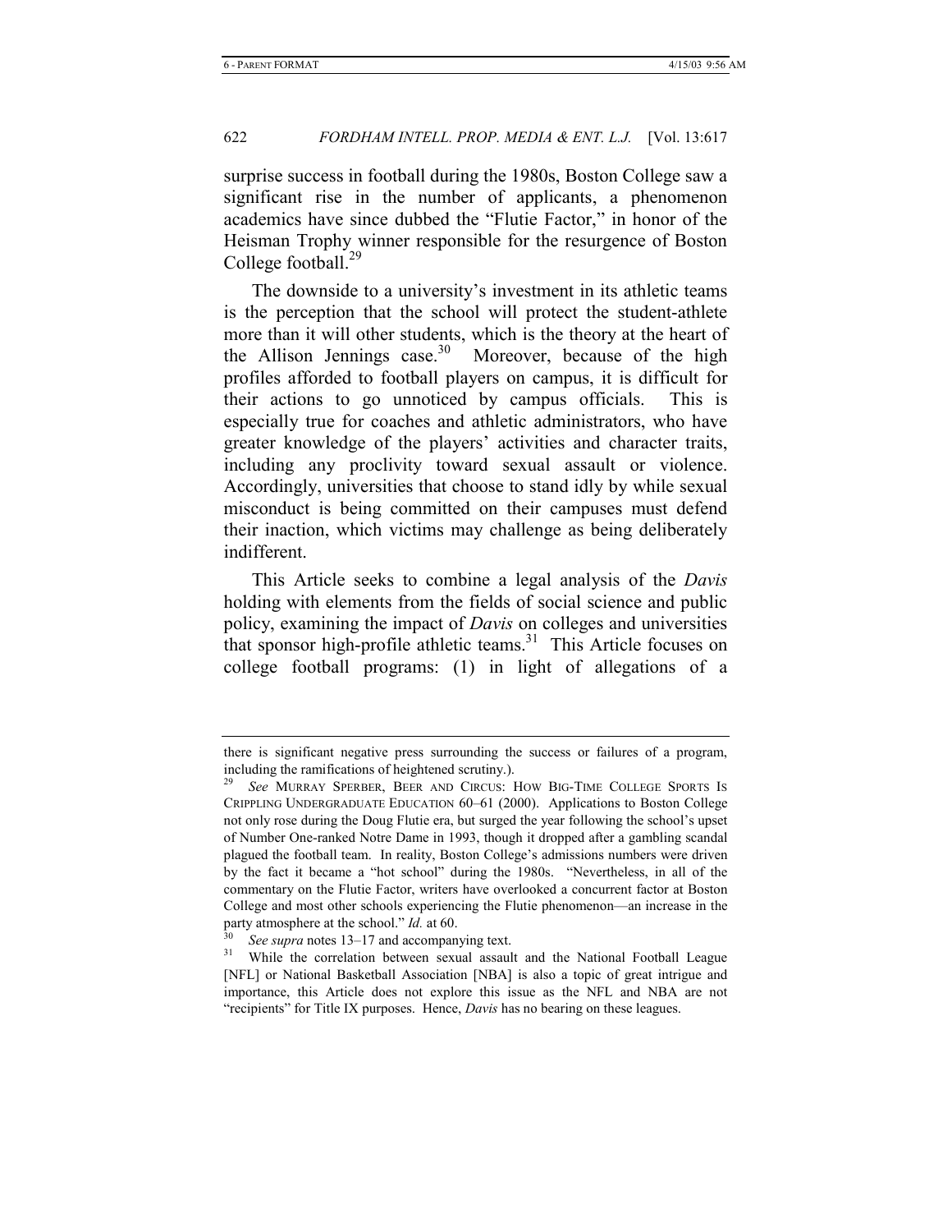surprise success in football during the 1980s, Boston College saw a significant rise in the number of applicants, a phenomenon academics have since dubbed the "Flutie Factor," in honor of the Heisman Trophy winner responsible for the resurgence of Boston College football.[29]

The downside to a university's investment in its athletic teams is the perception that the school will protect the student-athlete more than it will other students, which is the theory at the heart of the Allison Jennings case.[30] Moreover, because of the high profiles afforded to football players on campus, it is difficult for their actions to go unnoticed by campus officials. This is especially true for coaches and athletic administrators, who have greater knowledge of the players' activities and character traits, including any proclivity toward sexual assault or violence. Accordingly, universities that choose to stand idly by while sexual misconduct is being committed on their campuses must defend their inaction, which victims may challenge as being deliberately indifferent.

This Article seeks to combine a legal analysis of the *Davis* holding with elements from the fields of social science and public policy, examining the impact of *Davis* on colleges and universities that sponsor high-profile athletic teams.[31] This Article focuses on college football programs: (1) in light of allegations of a

---

there is significant negative press surrounding the success or failures of a program, including the ramifications of heightened scrutiny.).

[29] *See* MURRAY SPERBER, BEER AND CIRCUS: HOW BIG-TIME COLLEGE SPORTS IS CRIPPLING UNDERGRADUATE EDUCATION 60–61 (2000). Applications to Boston College not only rose during the Doug Flutie era, but surged the year following the school's upset of Number One-ranked Notre Dame in 1993, though it dropped after a gambling scandal plagued the football team. In reality, Boston College's admissions numbers were driven by the fact it became a "hot school" during the 1980s. "Nevertheless, in all of the commentary on the Flutie Factor, writers have overlooked a concurrent factor at Boston College and most other schools experiencing the Flutie phenomenon—an increase in the party atmosphere at the school." *Id.* at 60.

[30] *See supra* notes 13–17 and accompanying text.

[31] While the correlation between sexual assault and the National Football League [NFL] or National Basketball Association [NBA] is also a topic of great intrigue and importance, this Article does not explore this issue as the NFL and NBA are not "recipients" for Title IX purposes. Hence, *Davis* has no bearing on these leagues.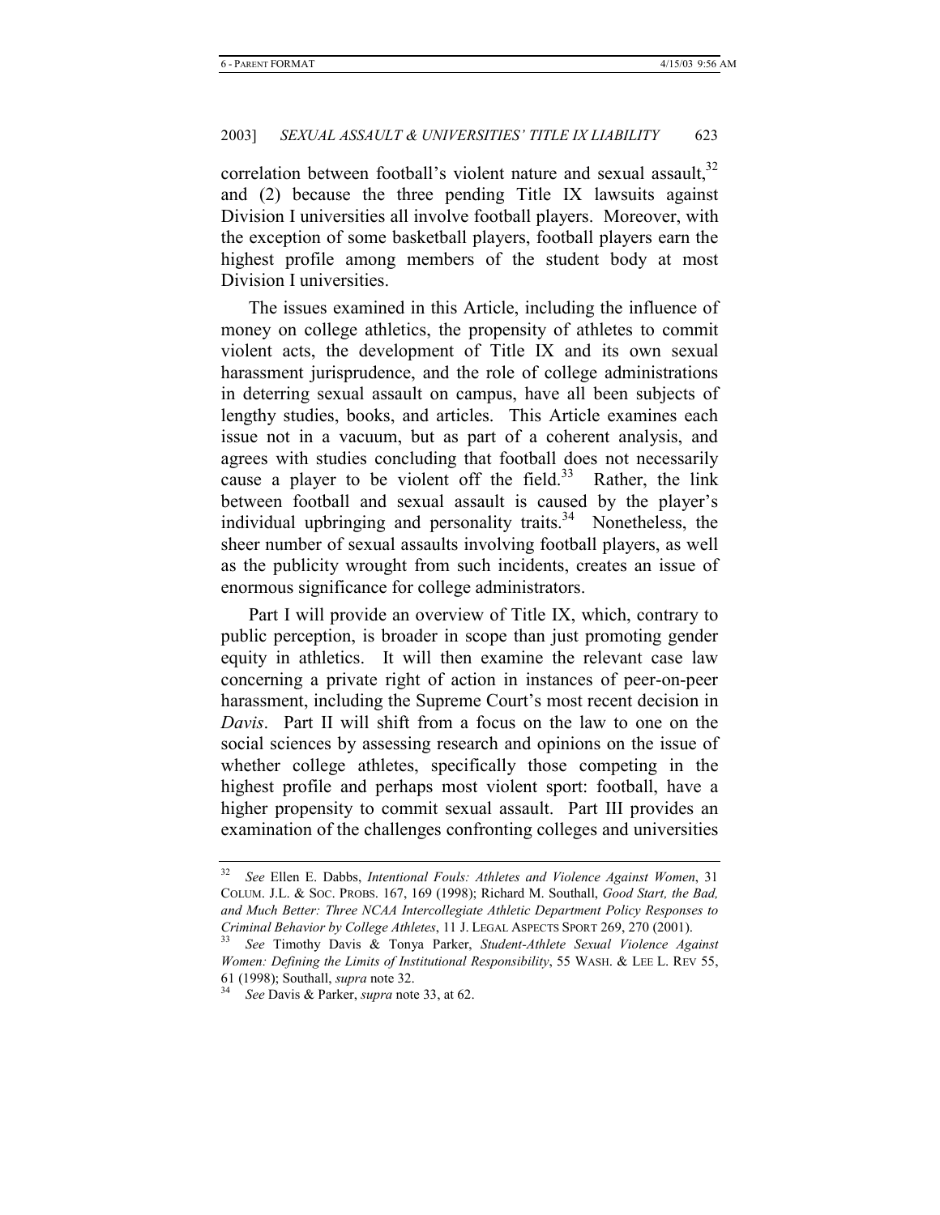correlation between football's violent nature and sexual assault,[32] and (2) because the three pending Title IX lawsuits against Division I universities all involve football players. Moreover, with the exception of some basketball players, football players earn the highest profile among members of the student body at most Division I universities.

The issues examined in this Article, including the influence of money on college athletics, the propensity of athletes to commit violent acts, the development of Title IX and its own sexual harassment jurisprudence, and the role of college administrations in deterring sexual assault on campus, have all been subjects of lengthy studies, books, and articles. This Article examines each issue not in a vacuum, but as part of a coherent analysis, and agrees with studies concluding that football does not necessarily cause a player to be violent off the field.[33] Rather, the link between football and sexual assault is caused by the player's individual upbringing and personality traits.[34] Nonetheless, the sheer number of sexual assaults involving football players, as well as the publicity wrought from such incidents, creates an issue of enormous significance for college administrators.

Part I will provide an overview of Title IX, which, contrary to public perception, is broader in scope than just promoting gender equity in athletics. It will then examine the relevant case law concerning a private right of action in instances of peer-on-peer harassment, including the Supreme Court's most recent decision in *Davis*. Part II will shift from a focus on the law to one on the social sciences by assessing research and opinions on the issue of whether college athletes, specifically those competing in the highest profile and perhaps most violent sport: football, have a higher propensity to commit sexual assault. Part III provides an examination of the challenges confronting colleges and universities

---

[32] *See* Ellen E. Dabbs, *Intentional Fouls: Athletes and Violence Against Women*, 31 COLUM. J.L. & SOC. PROBS. 167, 169 (1998); Richard M. Southall, *Good Start, the Bad, and Much Better: Three NCAA Intercollegiate Athletic Department Policy Responses to Criminal Behavior by College Athletes*, 11 J. LEGAL ASPECTS SPORT 269, 270 (2001).

[33] *See* Timothy Davis & Tonya Parker, *Student-Athlete Sexual Violence Against Women: Defining the Limits of Institutional Responsibility*, 55 WASH. & LEE L. REV 55, 61 (1998); Southall, *supra* note 32.

[34] *See* Davis & Parker, *supra* note 33, at 62.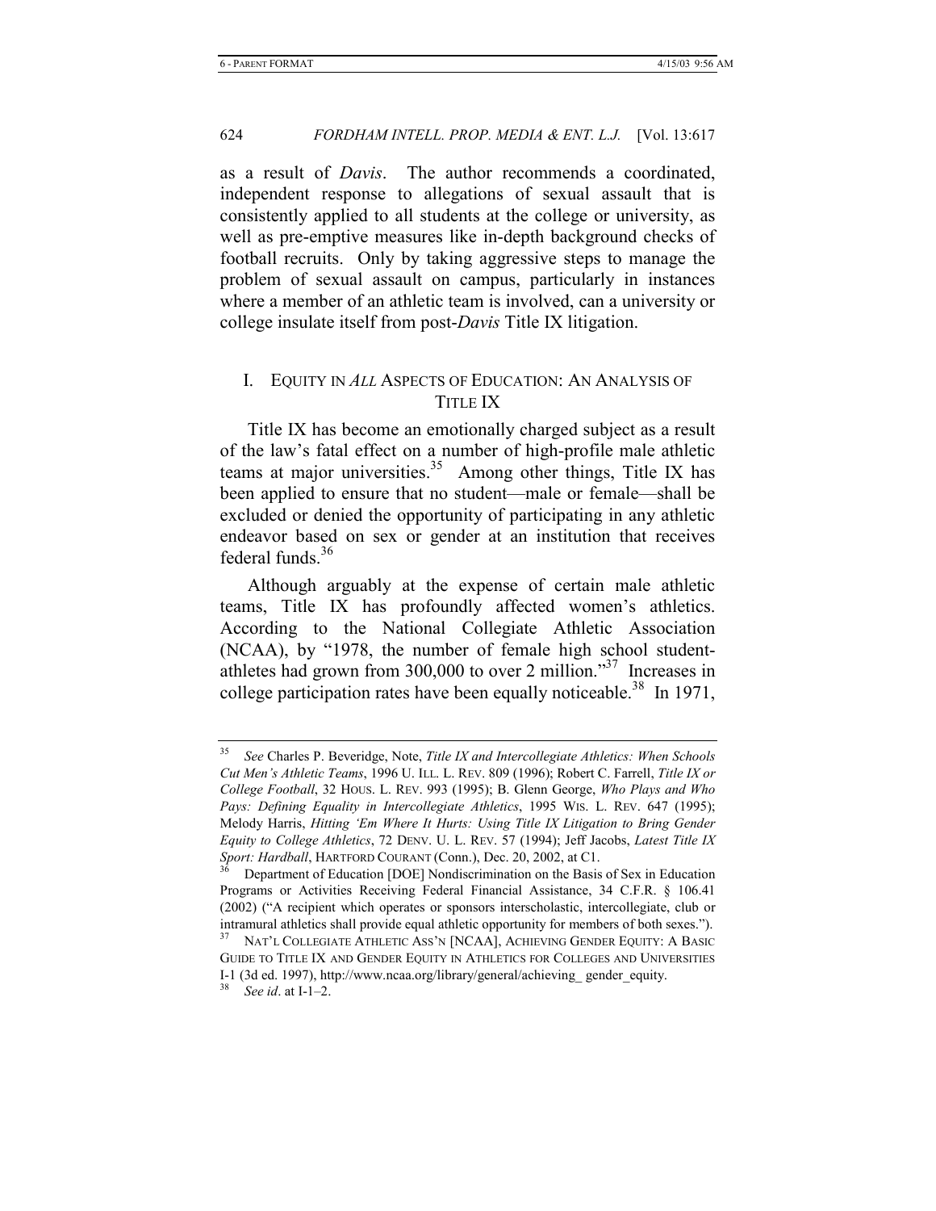as a result of *Davis*. The author recommends a coordinated, independent response to allegations of sexual assault that is consistently applied to all students at the college or university, as well as pre-emptive measures like in-depth background checks of football recruits. Only by taking aggressive steps to manage the problem of sexual assault on campus, particularly in instances where a member of an athletic team is involved, can a university or college insulate itself from post-*Davis* Title IX litigation.

## I. EQUITY IN *ALL* ASPECTS OF EDUCATION: AN ANALYSIS OF TITLE IX

Title IX has become an emotionally charged subject as a result of the law's fatal effect on a number of high-profile male athletic teams at major universities.[35] Among other things, Title IX has been applied to ensure that no student—male or female—shall be excluded or denied the opportunity of participating in any athletic endeavor based on sex or gender at an institution that receives federal funds.[36]

Although arguably at the expense of certain male athletic teams, Title IX has profoundly affected women's athletics. According to the National Collegiate Athletic Association (NCAA), by "1978, the number of female high school student-athletes had grown from 300,000 to over 2 million."[37] Increases in college participation rates have been equally noticeable.[38] In 1971,

---

[35] *See* Charles P. Beveridge, Note, *Title IX and Intercollegiate Athletics: When Schools Cut Men's Athletic Teams*, 1996 U. ILL. L. REV. 809 (1996); Robert C. Farrell, *Title IX or College Football*, 32 HOUS. L. REV. 993 (1995); B. Glenn George, *Who Plays and Who Pays: Defining Equality in Intercollegiate Athletics*, 1995 WIS. L. REV. 647 (1995); Melody Harris, *Hitting 'Em Where It Hurts: Using Title IX Litigation to Bring Gender Equity to College Athletics*, 72 DENV. U. L. REV. 57 (1994); Jeff Jacobs, *Latest Title IX Sport: Hardball*, HARTFORD COURANT (Conn.), Dec. 20, 2002, at C1.

[36] Department of Education [DOE] Nondiscrimination on the Basis of Sex in Education Programs or Activities Receiving Federal Financial Assistance, 34 C.F.R. § 106.41 (2002) ("A recipient which operates or sponsors interscholastic, intercollegiate, club or intramural athletics shall provide equal athletic opportunity for members of both sexes.").

[37] NAT'L COLLEGIATE ATHLETIC ASS'N [NCAA], ACHIEVING GENDER EQUITY: A BASIC GUIDE TO TITLE IX AND GENDER EQUITY IN ATHLETICS FOR COLLEGES AND UNIVERSITIES I-1 (3d ed. 1997), http://www.ncaa.org/library/general/achieving_ gender_equity.

[38] *See id*. at I-1–2.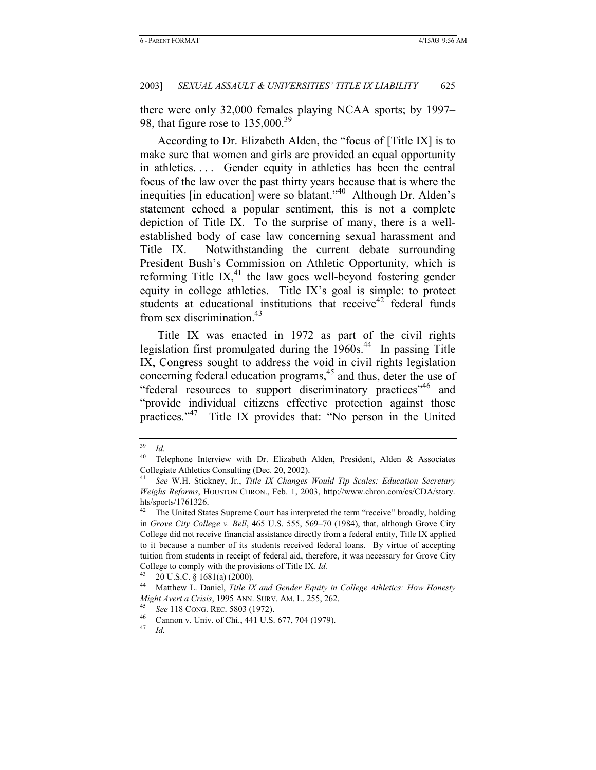there were only 32,000 females playing NCAA sports; by 1997–98, that figure rose to 135,000.[39]

According to Dr. Elizabeth Alden, the "focus of [Title IX] is to make sure that women and girls are provided an equal opportunity in athletics. . . . Gender equity in athletics has been the central focus of the law over the past thirty years because that is where the inequities [in education] were so blatant."[40] Although Dr. Alden's statement echoed a popular sentiment, this is not a complete depiction of Title IX. To the surprise of many, there is a well-established body of case law concerning sexual harassment and Title IX. Notwithstanding the current debate surrounding President Bush's Commission on Athletic Opportunity, which is reforming Title IX,[41] the law goes well-beyond fostering gender equity in college athletics. Title IX's goal is simple: to protect students at educational institutions that receive[42] federal funds from sex discrimination.[43]

Title IX was enacted in 1972 as part of the civil rights legislation first promulgated during the 1960s.[44] In passing Title IX, Congress sought to address the void in civil rights legislation concerning federal education programs,[45] and thus, deter the use of "federal resources to support discriminatory practices"[46] and "provide individual citizens effective protection against those practices."[47] Title IX provides that: "No person in the United

---

[39] *Id.*

[40] Telephone Interview with Dr. Elizabeth Alden, President, Alden & Associates Collegiate Athletics Consulting (Dec. 20, 2002).

[41] *See* W.H. Stickney, Jr., *Title IX Changes Would Tip Scales: Education Secretary Weighs Reforms*, HOUSTON CHRON., Feb. 1, 2003, http://www.chron.com/cs/CDA/story.hts/sports/1761326.

[42] The United States Supreme Court has interpreted the term "receive" broadly, holding in *Grove City College v. Bell*, 465 U.S. 555, 569–70 (1984), that, although Grove City College did not receive financial assistance directly from a federal entity, Title IX applied to it because a number of its students received federal loans. By virtue of accepting tuition from students in receipt of federal aid, therefore, it was necessary for Grove City College to comply with the provisions of Title IX. *Id.*

[43] 20 U.S.C. § 1681(a) (2000).

[44] Matthew L. Daniel, *Title IX and Gender Equity in College Athletics: How Honesty Might Avert a Crisis*, 1995 ANN. SURV. AM. L. 255, 262.

[45] *See* 118 CONG. REC. 5803 (1972).

[46] Cannon v. Univ. of Chi., 441 U.S. 677, 704 (1979).

[47] *Id.*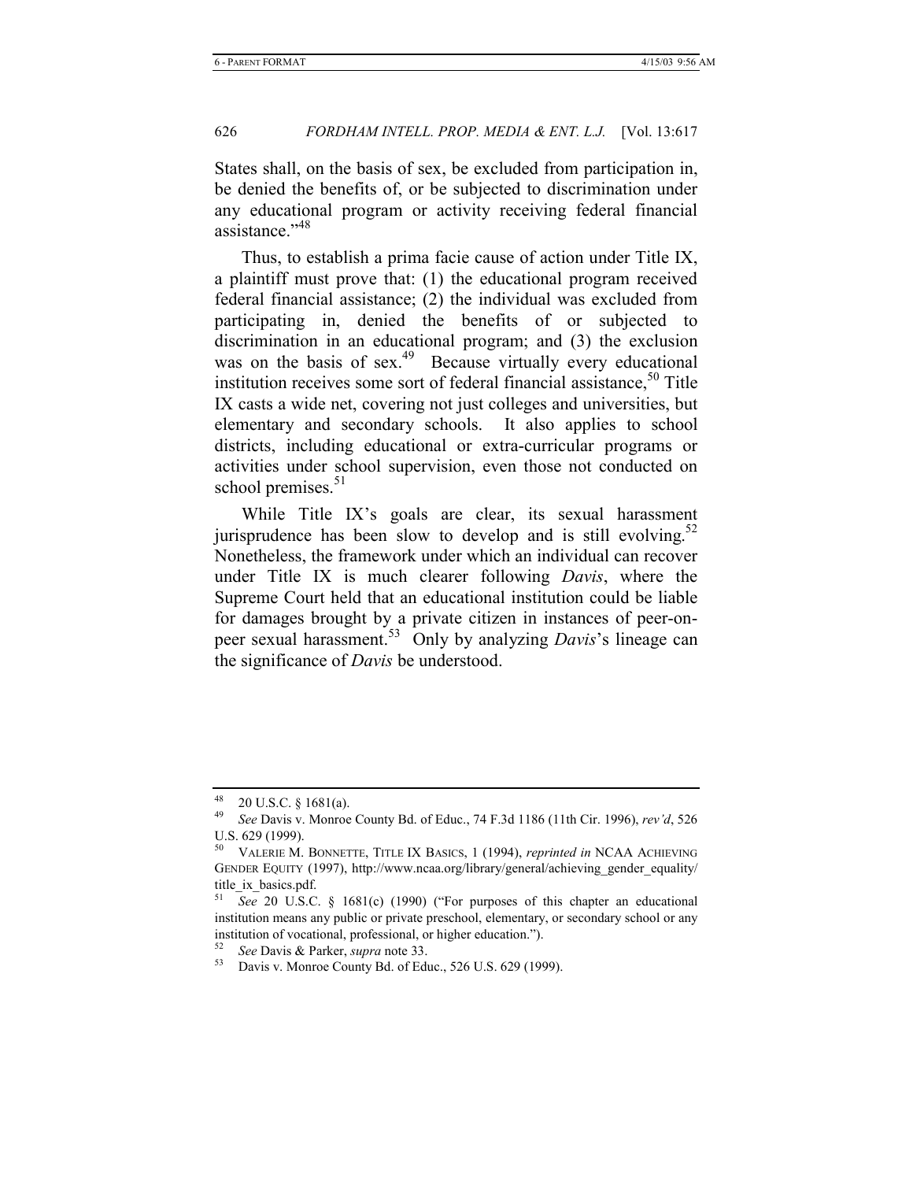States shall, on the basis of sex, be excluded from participation in, be denied the benefits of, or be subjected to discrimination under any educational program or activity receiving federal financial assistance."[48]

Thus, to establish a prima facie cause of action under Title IX, a plaintiff must prove that: (1) the educational program received federal financial assistance; (2) the individual was excluded from participating in, denied the benefits of or subjected to discrimination in an educational program; and (3) the exclusion was on the basis of sex.[49] Because virtually every educational institution receives some sort of federal financial assistance,[50] Title IX casts a wide net, covering not just colleges and universities, but elementary and secondary schools. It also applies to school districts, including educational or extra-curricular programs or activities under school supervision, even those not conducted on school premises.[51]

While Title IX's goals are clear, its sexual harassment jurisprudence has been slow to develop and is still evolving.[52] Nonetheless, the framework under which an individual can recover under Title IX is much clearer following *Davis*, where the Supreme Court held that an educational institution could be liable for damages brought by a private citizen in instances of peer-on-peer sexual harassment.[53] Only by analyzing *Davis*'s lineage can the significance of *Davis* be understood.

---

[48] 20 U.S.C. § 1681(a).

[49] *See* Davis v. Monroe County Bd. of Educ., 74 F.3d 1186 (11th Cir. 1996), *rev'd*, 526 U.S. 629 (1999).

[50] VALERIE M. BONNETTE, TITLE IX BASICS, 1 (1994), *reprinted in* NCAA ACHIEVING GENDER EQUITY (1997), http://www.ncaa.org/library/general/achieving_gender_equality/title_ix_basics.pdf.

[51] *See* 20 U.S.C. § 1681(c) (1990) ("For purposes of this chapter an educational institution means any public or private preschool, elementary, or secondary school or any institution of vocational, professional, or higher education.").

[52] *See* Davis & Parker, *supra* note 33.

[53] Davis v. Monroe County Bd. of Educ., 526 U.S. 629 (1999).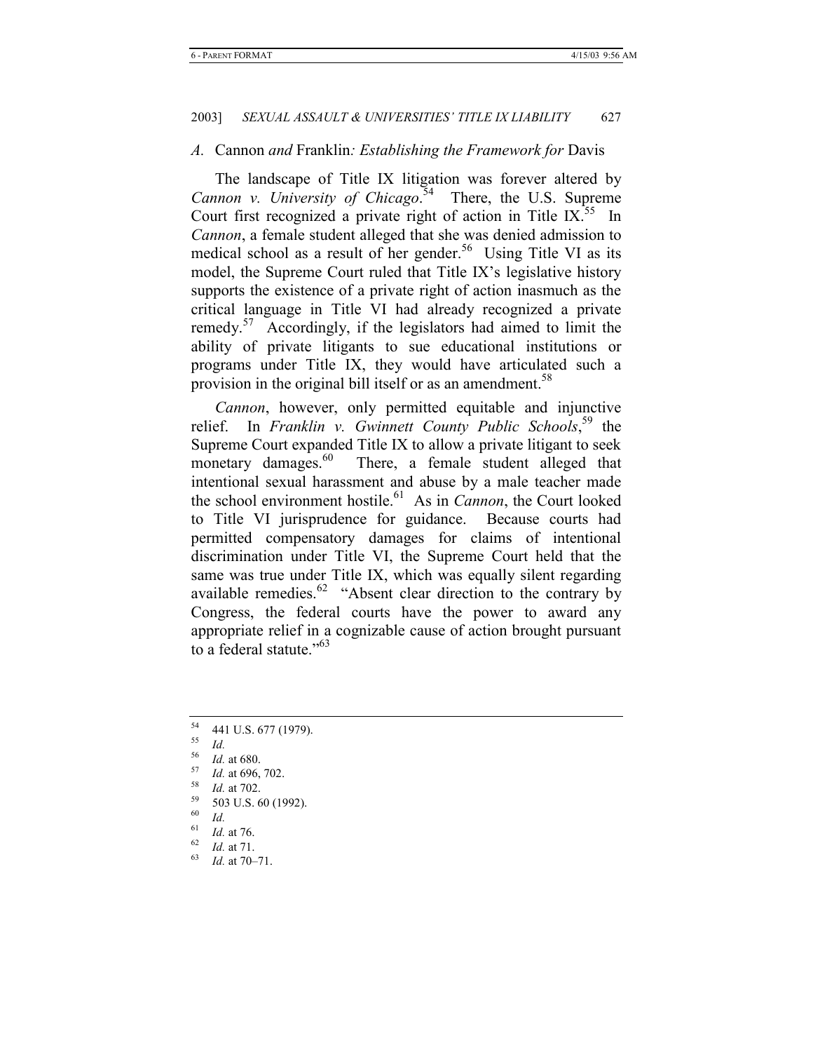### *A.* Cannon *and* Franklin*: Establishing the Framework for* Davis

The landscape of Title IX litigation was forever altered by *Cannon v. University of Chicago*.[54] There, the U.S. Supreme Court first recognized a private right of action in Title IX.[55] In *Cannon*, a female student alleged that she was denied admission to medical school as a result of her gender.[56] Using Title VI as its model, the Supreme Court ruled that Title IX's legislative history supports the existence of a private right of action inasmuch as the critical language in Title VI had already recognized a private remedy.[57] Accordingly, if the legislators had aimed to limit the ability of private litigants to sue educational institutions or programs under Title IX, they would have articulated such a provision in the original bill itself or as an amendment.[58]

*Cannon*, however, only permitted equitable and injunctive relief. In *Franklin v. Gwinnett County Public Schools*,[59] the Supreme Court expanded Title IX to allow a private litigant to seek monetary damages.[60] There, a female student alleged that intentional sexual harassment and abuse by a male teacher made the school environment hostile.[61] As in *Cannon*, the Court looked to Title VI jurisprudence for guidance. Because courts had permitted compensatory damages for claims of intentional discrimination under Title VI, the Supreme Court held that the same was true under Title IX, which was equally silent regarding available remedies.[62] "Absent clear direction to the contrary by Congress, the federal courts have the power to award any appropriate relief in a cognizable cause of action brought pursuant to a federal statute."[63]

---

[54] 441 U.S. 677 (1979).

[55] *Id.*

[56] *Id.* at 680.

[57] *Id.* at 696, 702.

[58] *Id.* at 702.

[59] 503 U.S. 60 (1992).

[60] *Id.*

[61] *Id.* at 76.

[62] *Id.* at 71.

[63] *Id.* at 70–71.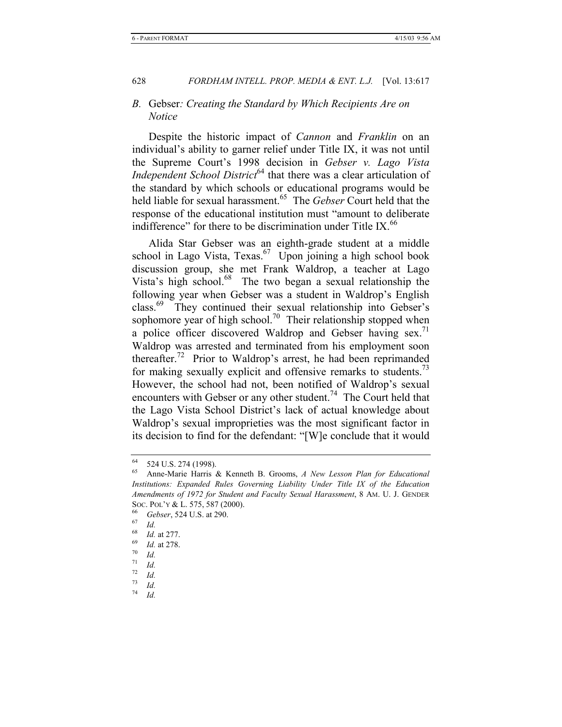## *B.* Gebser*: Creating the Standard by Which Recipients Are on Notice*

Despite the historic impact of *Cannon* and *Franklin* on an individual's ability to garner relief under Title IX, it was not until the Supreme Court's 1998 decision in *Gebser v. Lago Vista Independent School District*[64] that there was a clear articulation of the standard by which schools or educational programs would be held liable for sexual harassment.[65] The *Gebser* Court held that the response of the educational institution must "amount to deliberate indifference" for there to be discrimination under Title IX.[66]

Alida Star Gebser was an eighth-grade student at a middle school in Lago Vista, Texas.[67] Upon joining a high school book discussion group, she met Frank Waldrop, a teacher at Lago Vista's high school.[68] The two began a sexual relationship the following year when Gebser was a student in Waldrop's English class.[69] They continued their sexual relationship into Gebser's sophomore year of high school.[70] Their relationship stopped when a police officer discovered Waldrop and Gebser having sex.[71] Waldrop was arrested and terminated from his employment soon thereafter.[72] Prior to Waldrop's arrest, he had been reprimanded for making sexually explicit and offensive remarks to students.[73] However, the school had not, been notified of Waldrop's sexual encounters with Gebser or any other student.[74] The Court held that the Lago Vista School District's lack of actual knowledge about Waldrop's sexual improprieties was the most significant factor in its decision to find for the defendant: "[W]e conclude that it would

---

[64] 524 U.S. 274 (1998).

[65] Anne-Marie Harris & Kenneth B. Grooms, *A New Lesson Plan for Educational Institutions: Expanded Rules Governing Liability Under Title IX of the Education Amendments of 1972 for Student and Faculty Sexual Harassment*, 8 AM. U. J. GENDER SOC. POL'Y & L. 575, 587 (2000).

[66] *Gebser*, 524 U.S. at 290.

[67] *Id.*

[68] *Id.* at 277.

[69] *Id.* at 278.

[70] *Id.*

[71] *Id.*

[72] *Id.*

[73] *Id.*

[74] *Id.*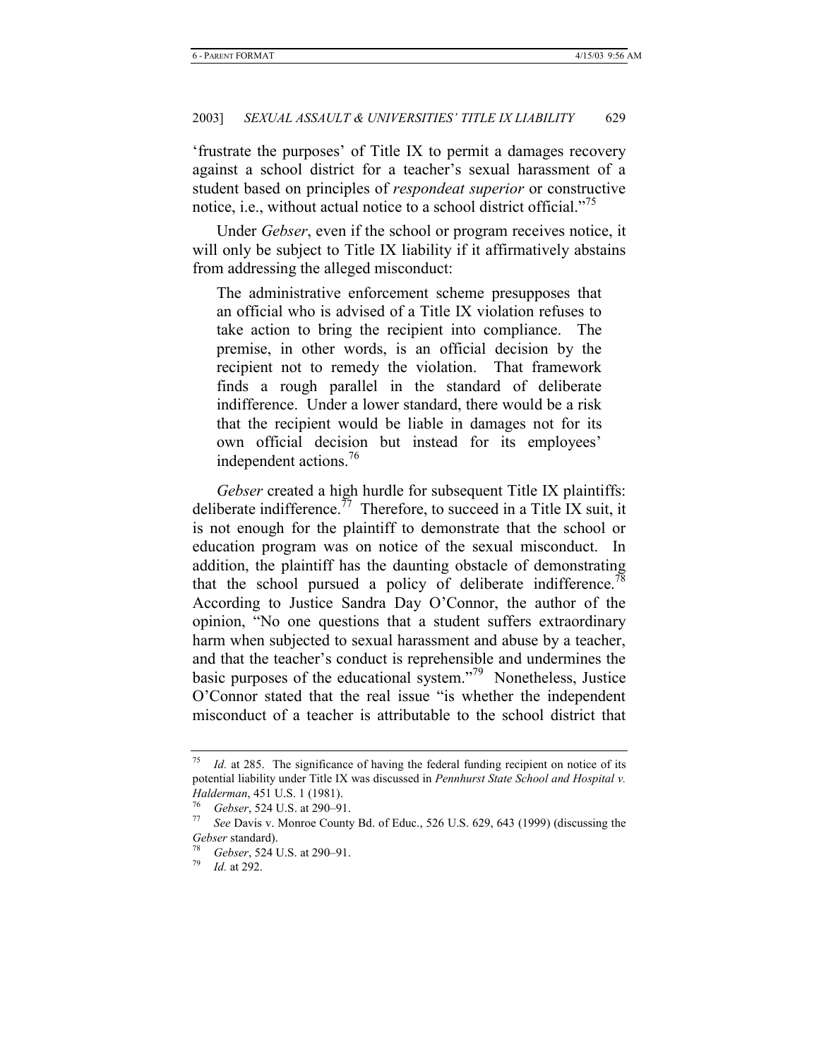'frustrate the purposes' of Title IX to permit a damages recovery against a school district for a teacher's sexual harassment of a student based on principles of *respondeat superior* or constructive notice, i.e., without actual notice to a school district official."[75]

Under *Gebser*, even if the school or program receives notice, it will only be subject to Title IX liability if it affirmatively abstains from addressing the alleged misconduct:

> The administrative enforcement scheme presupposes that an official who is advised of a Title IX violation refuses to take action to bring the recipient into compliance. The premise, in other words, is an official decision by the recipient not to remedy the violation. That framework finds a rough parallel in the standard of deliberate indifference. Under a lower standard, there would be a risk that the recipient would be liable in damages not for its own official decision but instead for its employees' independent actions.[76]

*Gebser* created a high hurdle for subsequent Title IX plaintiffs: deliberate indifference.[77] Therefore, to succeed in a Title IX suit, it is not enough for the plaintiff to demonstrate that the school or education program was on notice of the sexual misconduct. In addition, the plaintiff has the daunting obstacle of demonstrating that the school pursued a policy of deliberate indifference.[78] According to Justice Sandra Day O'Connor, the author of the opinion, "No one questions that a student suffers extraordinary harm when subjected to sexual harassment and abuse by a teacher, and that the teacher's conduct is reprehensible and undermines the basic purposes of the educational system."[79] Nonetheless, Justice O'Connor stated that the real issue "is whether the independent misconduct of a teacher is attributable to the school district that

---

[75] *Id.* at 285. The significance of having the federal funding recipient on notice of its potential liability under Title IX was discussed in *Pennhurst State School and Hospital v. Halderman*, 451 U.S. 1 (1981).

[76] *Gebser*, 524 U.S. at 290–91.

[77] *See* Davis v. Monroe County Bd. of Educ., 526 U.S. 629, 643 (1999) (discussing the *Gebser* standard).

[78] *Gebser*, 524 U.S. at 290–91.

[79] *Id.* at 292.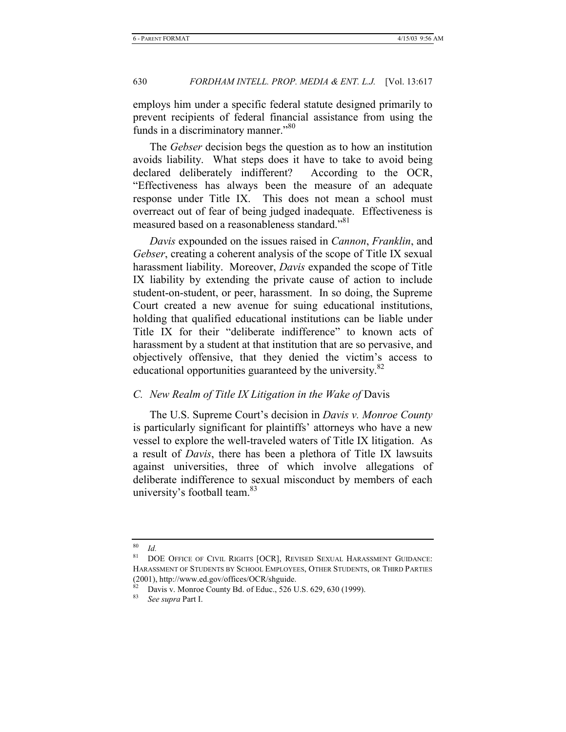employs him under a specific federal statute designed primarily to prevent recipients of federal financial assistance from using the funds in a discriminatory manner."[80]

The *Gebser* decision begs the question as to how an institution avoids liability. What steps does it have to take to avoid being declared deliberately indifferent? According to the OCR, "Effectiveness has always been the measure of an adequate response under Title IX. This does not mean a school must overreact out of fear of being judged inadequate. Effectiveness is measured based on a reasonableness standard."[81]

*Davis* expounded on the issues raised in *Cannon*, *Franklin*, and *Gebser*, creating a coherent analysis of the scope of Title IX sexual harassment liability. Moreover, *Davis* expanded the scope of Title IX liability by extending the private cause of action to include student-on-student, or peer, harassment. In so doing, the Supreme Court created a new avenue for suing educational institutions, holding that qualified educational institutions can be liable under Title IX for their "deliberate indifference" to known acts of harassment by a student at that institution that are so pervasive, and objectively offensive, that they denied the victim's access to educational opportunities guaranteed by the university.[82]

### *C. New Realm of Title IX Litigation in the Wake of* Davis

The U.S. Supreme Court's decision in *Davis v. Monroe County* is particularly significant for plaintiffs' attorneys who have a new vessel to explore the well-traveled waters of Title IX litigation. As a result of *Davis*, there has been a plethora of Title IX lawsuits against universities, three of which involve allegations of deliberate indifference to sexual misconduct by members of each university's football team.[83]

---

[80] *Id.*

[81] DOE OFFICE OF CIVIL RIGHTS [OCR], REVISED SEXUAL HARASSMENT GUIDANCE: HARASSMENT OF STUDENTS BY SCHOOL EMPLOYEES, OTHER STUDENTS, OR THIRD PARTIES (2001), http://www.ed.gov/offices/OCR/shguide.

[82] Davis v. Monroe County Bd. of Educ., 526 U.S. 629, 630 (1999).

[83] *See supra* Part I.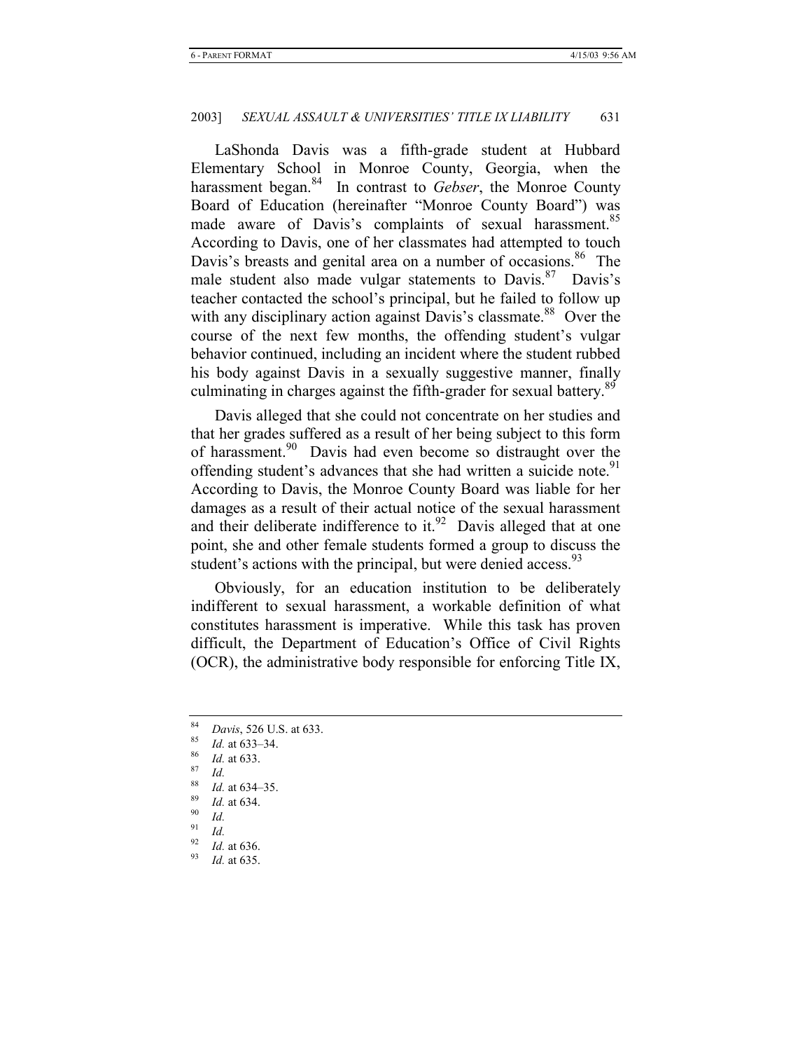LaShonda Davis was a fifth-grade student at Hubbard Elementary School in Monroe County, Georgia, when the harassment began.[84] In contrast to *Gebser*, the Monroe County Board of Education (hereinafter "Monroe County Board") was made aware of Davis's complaints of sexual harassment.[85] According to Davis, one of her classmates had attempted to touch Davis's breasts and genital area on a number of occasions.[86] The male student also made vulgar statements to Davis.[87] Davis's teacher contacted the school's principal, but he failed to follow up with any disciplinary action against Davis's classmate.[88] Over the course of the next few months, the offending student's vulgar behavior continued, including an incident where the student rubbed his body against Davis in a sexually suggestive manner, finally culminating in charges against the fifth-grader for sexual battery.[89]

Davis alleged that she could not concentrate on her studies and that her grades suffered as a result of her being subject to this form of harassment.[90] Davis had even become so distraught over the offending student's advances that she had written a suicide note.[91] According to Davis, the Monroe County Board was liable for her damages as a result of their actual notice of the sexual harassment and their deliberate indifference to it.[92] Davis alleged that at one point, she and other female students formed a group to discuss the student's actions with the principal, but were denied access.[93]

Obviously, for an education institution to be deliberately indifferent to sexual harassment, a workable definition of what constitutes harassment is imperative. While this task has proven difficult, the Department of Education's Office of Civil Rights (OCR), the administrative body responsible for enforcing Title IX,

---

[84] *Davis*, 526 U.S. at 633.

[85] *Id.* at 633–34.

[86] *Id.* at 633.

[87] *Id.*

[88] *Id.* at 634–35.

[89] *Id.* at 634.

[90] *Id.*

[91] *Id.*

[92] *Id.* at 636.

[93] *Id.* at 635.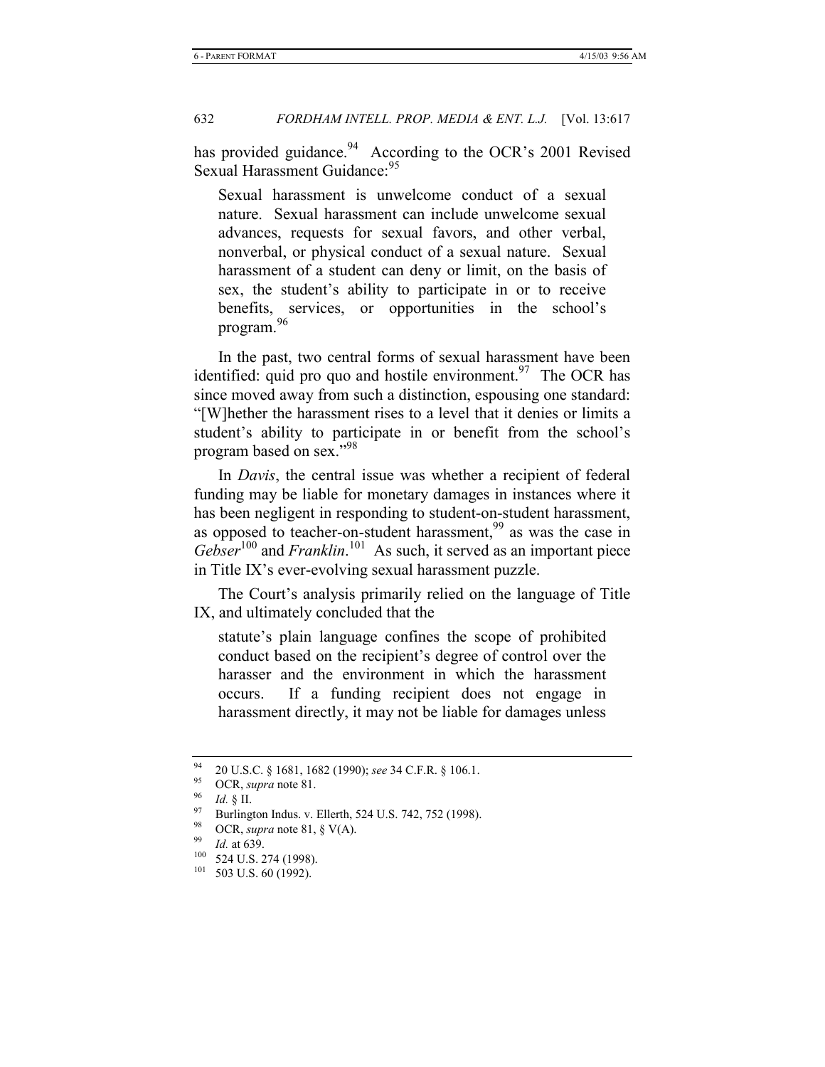has provided guidance.[94] According to the OCR's 2001 Revised Sexual Harassment Guidance:[95]

> Sexual harassment is unwelcome conduct of a sexual nature. Sexual harassment can include unwelcome sexual advances, requests for sexual favors, and other verbal, nonverbal, or physical conduct of a sexual nature. Sexual harassment of a student can deny or limit, on the basis of sex, the student's ability to participate in or to receive benefits, services, or opportunities in the school's program.[96]

In the past, two central forms of sexual harassment have been identified: quid pro quo and hostile environment.[97] The OCR has since moved away from such a distinction, espousing one standard: "[W]hether the harassment rises to a level that it denies or limits a student's ability to participate in or benefit from the school's program based on sex."[98]

In *Davis*, the central issue was whether a recipient of federal funding may be liable for monetary damages in instances where it has been negligent in responding to student-on-student harassment, as opposed to teacher-on-student harassment,[99] as was the case in *Gebser*[100] and *Franklin*.[101] As such, it served as an important piece in Title IX's ever-evolving sexual harassment puzzle.

The Court's analysis primarily relied on the language of Title IX, and ultimately concluded that the

> statute's plain language confines the scope of prohibited conduct based on the recipient's degree of control over the harasser and the environment in which the harassment occurs. If a funding recipient does not engage in harassment directly, it may not be liable for damages unless

---

[94] 20 U.S.C. § 1681, 1682 (1990); *see* 34 C.F.R. § 106.1.

[95] OCR, *supra* note 81.

[96] *Id.* § II.

[97] Burlington Indus. v. Ellerth, 524 U.S. 742, 752 (1998).

[98] OCR, *supra* note 81, § V(A).

[99] *Id.* at 639.

[100] 524 U.S. 274 (1998).

[101] 503 U.S. 60 (1992).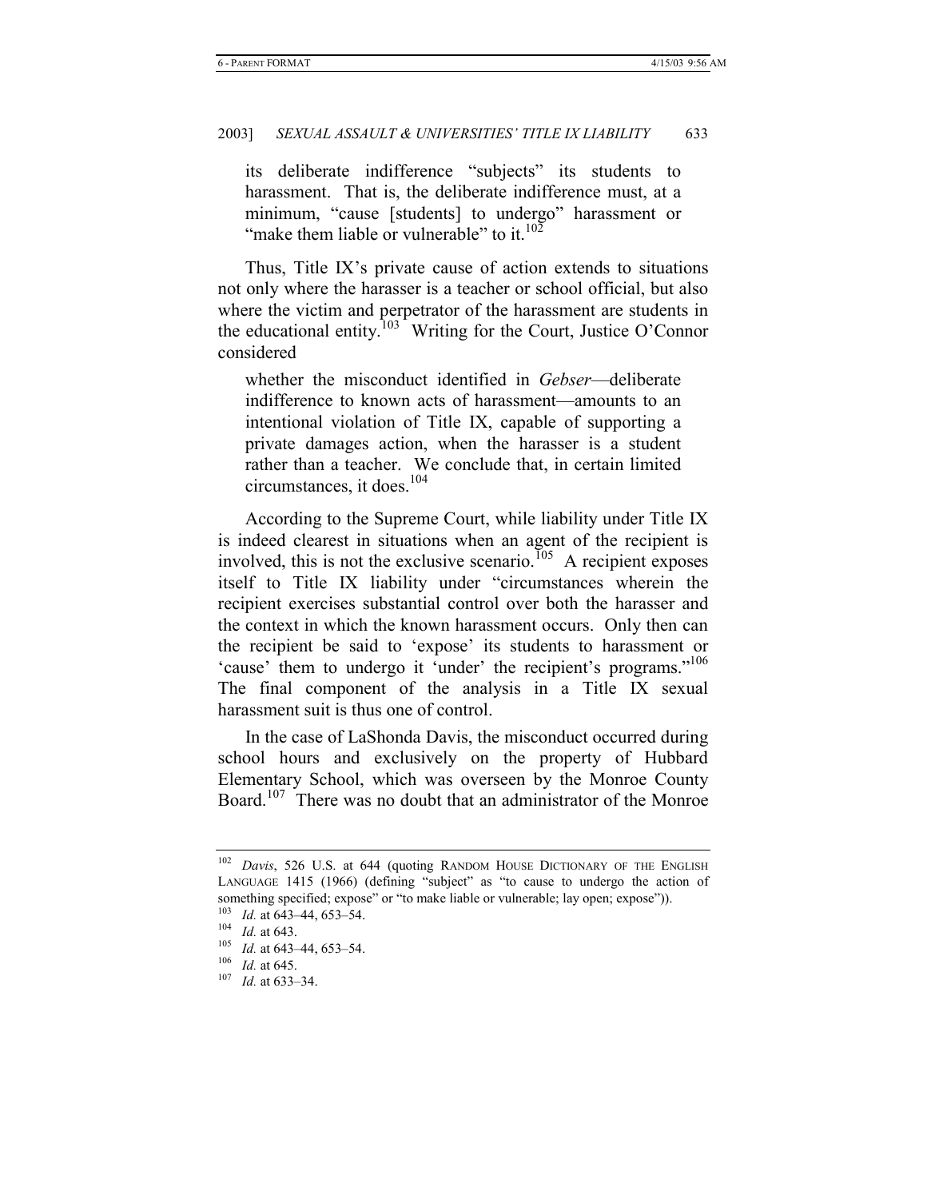its deliberate indifference "subjects" its students to harassment. That is, the deliberate indifference must, at a minimum, "cause [students] to undergo" harassment or "make them liable or vulnerable" to it.[102]

Thus, Title IX's private cause of action extends to situations not only where the harasser is a teacher or school official, but also where the victim and perpetrator of the harassment are students in the educational entity.[103] Writing for the Court, Justice O'Connor considered

> whether the misconduct identified in *Gebser*—deliberate indifference to known acts of harassment—amounts to an intentional violation of Title IX, capable of supporting a private damages action, when the harasser is a student rather than a teacher. We conclude that, in certain limited circumstances, it does.[104]

According to the Supreme Court, while liability under Title IX is indeed clearest in situations when an agent of the recipient is involved, this is not the exclusive scenario.[105] A recipient exposes itself to Title IX liability under "circumstances wherein the recipient exercises substantial control over both the harasser and the context in which the known harassment occurs. Only then can the recipient be said to 'expose' its students to harassment or 'cause' them to undergo it 'under' the recipient's programs."[106] The final component of the analysis in a Title IX sexual harassment suit is thus one of control.

In the case of LaShonda Davis, the misconduct occurred during school hours and exclusively on the property of Hubbard Elementary School, which was overseen by the Monroe County Board.[107] There was no doubt that an administrator of the Monroe

---

[102] *Davis*, 526 U.S. at 644 (quoting RANDOM HOUSE DICTIONARY OF THE ENGLISH LANGUAGE 1415 (1966) (defining "subject" as "to cause to undergo the action of something specified; expose" or "to make liable or vulnerable; lay open; expose")).

[103] *Id.* at 643–44, 653–54.

[104] *Id.* at 643.

[105] *Id.* at 643–44, 653–54.

[106] *Id.* at 645.

[107] *Id.* at 633–34.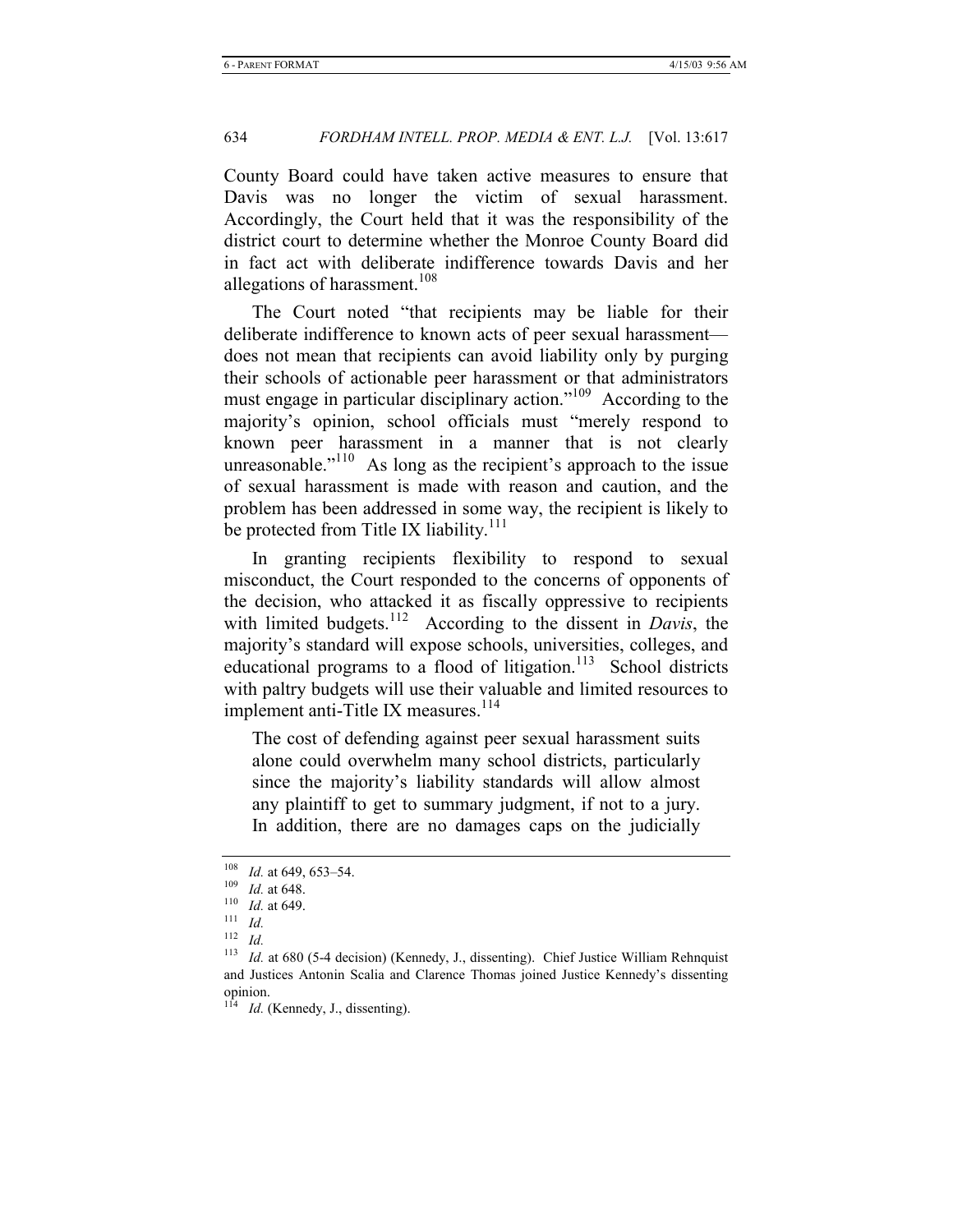County Board could have taken active measures to ensure that Davis was no longer the victim of sexual harassment. Accordingly, the Court held that it was the responsibility of the district court to determine whether the Monroe County Board did in fact act with deliberate indifference towards Davis and her allegations of harassment.[108]

The Court noted "that recipients may be liable for their deliberate indifference to known acts of peer sexual harassment—does not mean that recipients can avoid liability only by purging their schools of actionable peer harassment or that administrators must engage in particular disciplinary action."[109] According to the majority's opinion, school officials must "merely respond to known peer harassment in a manner that is not clearly unreasonable."[110] As long as the recipient's approach to the issue of sexual harassment is made with reason and caution, and the problem has been addressed in some way, the recipient is likely to be protected from Title IX liability.[111]

In granting recipients flexibility to respond to sexual misconduct, the Court responded to the concerns of opponents of the decision, who attacked it as fiscally oppressive to recipients with limited budgets.[112] According to the dissent in *Davis*, the majority's standard will expose schools, universities, colleges, and educational programs to a flood of litigation.[113] School districts with paltry budgets will use their valuable and limited resources to implement anti-Title IX measures.[114]

> The cost of defending against peer sexual harassment suits alone could overwhelm many school districts, particularly since the majority's liability standards will allow almost any plaintiff to get to summary judgment, if not to a jury. In addition, there are no damages caps on the judicially

---

[108] *Id.* at 649, 653–54.

[109] *Id.* at 648.

[110] *Id.* at 649.

[111] *Id.*

[112] *Id.*

[113] *Id.* at 680 (5-4 decision) (Kennedy, J., dissenting). Chief Justice William Rehnquist and Justices Antonin Scalia and Clarence Thomas joined Justice Kennedy's dissenting opinion.

[114] *Id.* (Kennedy, J., dissenting).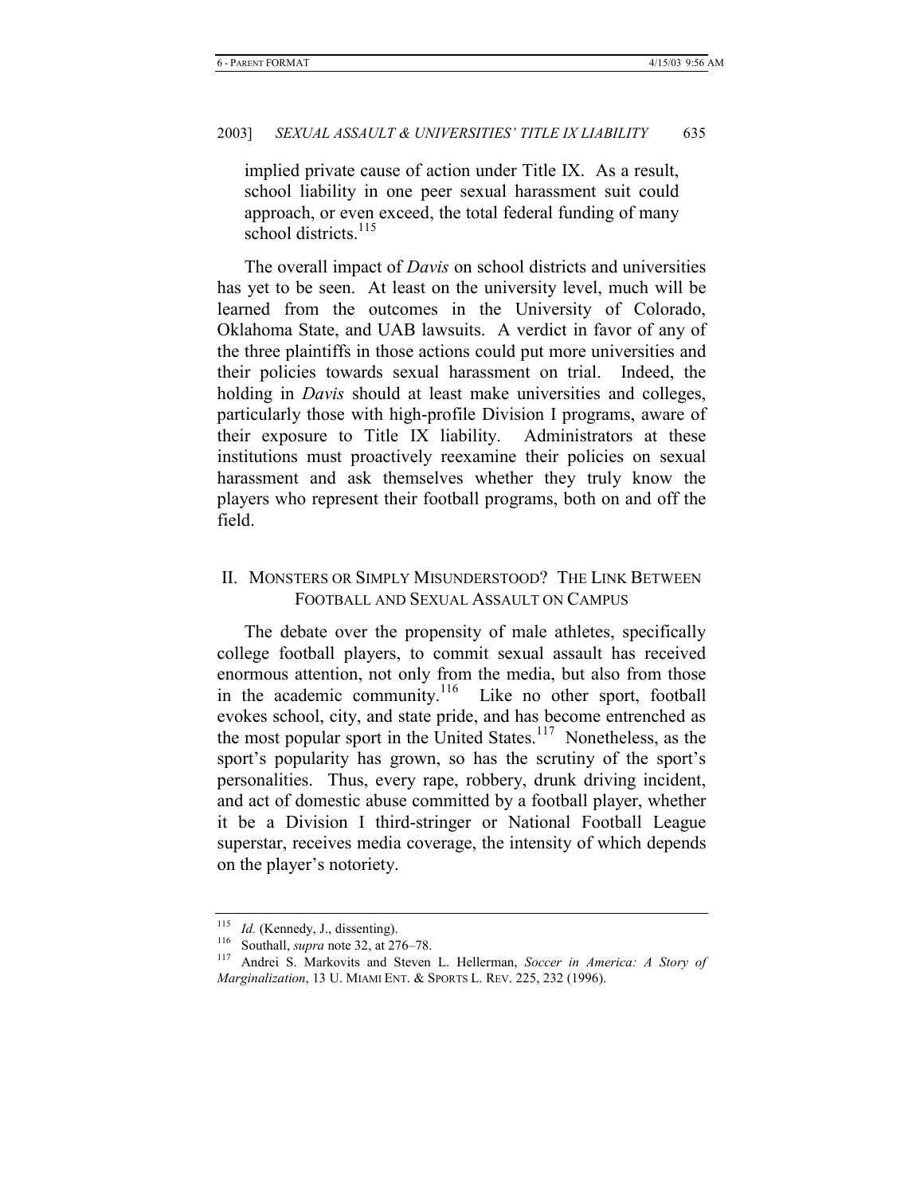implied private cause of action under Title IX. As a result, school liability in one peer sexual harassment suit could approach, or even exceed, the total federal funding of many school districts.[115]

The overall impact of *Davis* on school districts and universities has yet to be seen. At least on the university level, much will be learned from the outcomes in the University of Colorado, Oklahoma State, and UAB lawsuits. A verdict in favor of any of the three plaintiffs in those actions could put more universities and their policies towards sexual harassment on trial. Indeed, the holding in *Davis* should at least make universities and colleges, particularly those with high-profile Division I programs, aware of their exposure to Title IX liability. Administrators at these institutions must proactively reexamine their policies on sexual harassment and ask themselves whether they truly know the players who represent their football programs, both on and off the field.

## II. MONSTERS OR SIMPLY MISUNDERSTOOD? THE LINK BETWEEN FOOTBALL AND SEXUAL ASSAULT ON CAMPUS

The debate over the propensity of male athletes, specifically college football players, to commit sexual assault has received enormous attention, not only from the media, but also from those in the academic community.[116] Like no other sport, football evokes school, city, and state pride, and has become entrenched as the most popular sport in the United States.[117] Nonetheless, as the sport's popularity has grown, so has the scrutiny of the sport's personalities. Thus, every rape, robbery, drunk driving incident, and act of domestic abuse committed by a football player, whether it be a Division I third-stringer or National Football League superstar, receives media coverage, the intensity of which depends on the player's notoriety.

---

[115] *Id.* (Kennedy, J., dissenting).

[116] Southall, *supra* note 32, at 276–78.

[117] Andrei S. Markovits and Steven L. Hellerman, *Soccer in America: A Story of Marginalization*, 13 U. MIAMI ENT. & SPORTS L. REV. 225, 232 (1996).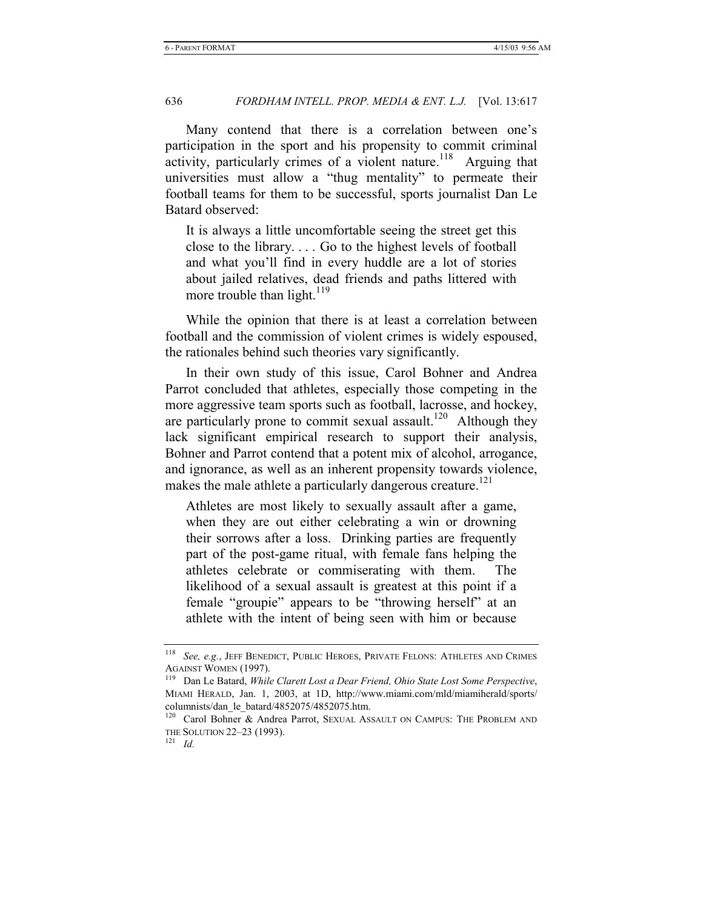Many contend that there is a correlation between one's participation in the sport and his propensity to commit criminal activity, particularly crimes of a violent nature.[118] Arguing that universities must allow a "thug mentality" to permeate their football teams for them to be successful, sports journalist Dan Le Batard observed:

> It is always a little uncomfortable seeing the street get this close to the library. . . . Go to the highest levels of football and what you'll find in every huddle are a lot of stories about jailed relatives, dead friends and paths littered with more trouble than light.[119]

While the opinion that there is at least a correlation between football and the commission of violent crimes is widely espoused, the rationales behind such theories vary significantly.

In their own study of this issue, Carol Bohner and Andrea Parrot concluded that athletes, especially those competing in the more aggressive team sports such as football, lacrosse, and hockey, are particularly prone to commit sexual assault.[120] Although they lack significant empirical research to support their analysis, Bohner and Parrot contend that a potent mix of alcohol, arrogance, and ignorance, as well as an inherent propensity towards violence, makes the male athlete a particularly dangerous creature.[121]

> Athletes are most likely to sexually assault after a game, when they are out either celebrating a win or drowning their sorrows after a loss. Drinking parties are frequently part of the post-game ritual, with female fans helping the athletes celebrate or commiserating with them. The likelihood of a sexual assault is greatest at this point if a female "groupie" appears to be "throwing herself" at an athlete with the intent of being seen with him or because

---

[118] *See, e.g.*, JEFF BENEDICT, PUBLIC HEROES, PRIVATE FELONS: ATHLETES AND CRIMES AGAINST WOMEN (1997).

[119] Dan Le Batard, *While Clarett Lost a Dear Friend, Ohio State Lost Some Perspective*, MIAMI HERALD, Jan. 1, 2003, at 1D, http://www.miami.com/mld/miamiherald/sports/columnists/dan_le_batard/4852075/4852075.htm.

[120] Carol Bohner & Andrea Parrot, SEXUAL ASSAULT ON CAMPUS: THE PROBLEM AND THE SOLUTION 22–23 (1993).

[121] *Id.*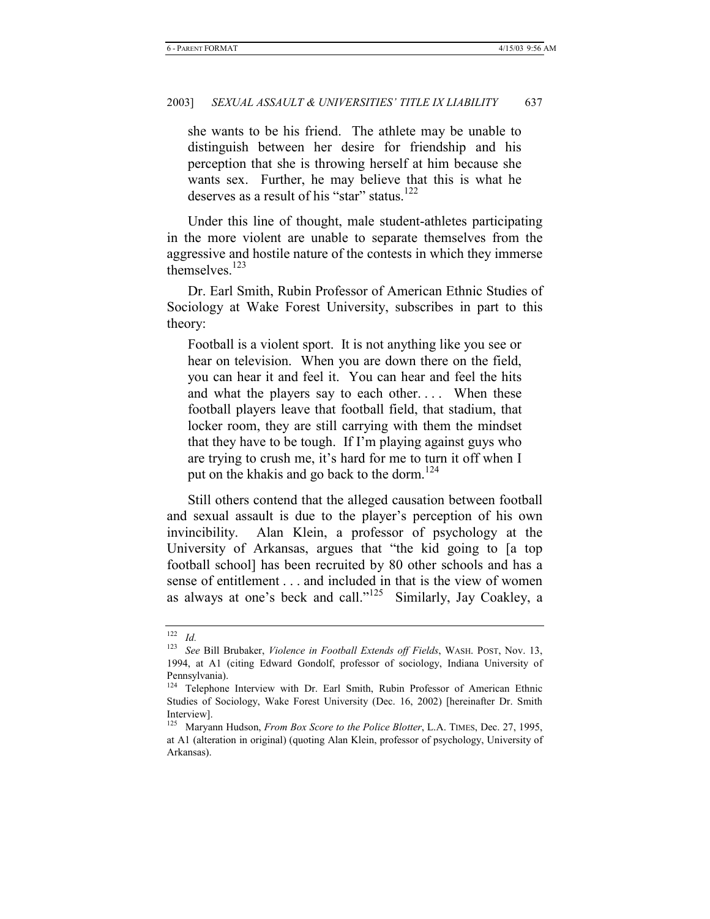> she wants to be his friend. The athlete may be unable to distinguish between her desire for friendship and his perception that she is throwing herself at him because she wants sex. Further, he may believe that this is what he deserves as a result of his "star" status.[122]

Under this line of thought, male student-athletes participating in the more violent are unable to separate themselves from the aggressive and hostile nature of the contests in which they immerse themselves.[123]

Dr. Earl Smith, Rubin Professor of American Ethnic Studies of Sociology at Wake Forest University, subscribes in part to this theory:

> Football is a violent sport. It is not anything like you see or hear on television. When you are down there on the field, you can hear it and feel it. You can hear and feel the hits and what the players say to each other. . . . When these football players leave that football field, that stadium, that locker room, they are still carrying with them the mindset that they have to be tough. If I'm playing against guys who are trying to crush me, it's hard for me to turn it off when I put on the khakis and go back to the dorm.[124]

Still others contend that the alleged causation between football and sexual assault is due to the player's perception of his own invincibility. Alan Klein, a professor of psychology at the University of Arkansas, argues that "the kid going to [a top football school] has been recruited by 80 other schools and has a sense of entitlement . . . and included in that is the view of women as always at one's beck and call."[125] Similarly, Jay Coakley, a

---

[122] *Id.*

[123] *See* Bill Brubaker, *Violence in Football Extends off Fields*, WASH. POST, Nov. 13, 1994, at A1 (citing Edward Gondolf, professor of sociology, Indiana University of Pennsylvania).

[124] Telephone Interview with Dr. Earl Smith, Rubin Professor of American Ethnic Studies of Sociology, Wake Forest University (Dec. 16, 2002) [hereinafter Dr. Smith Interview].

[125] Maryann Hudson, *From Box Score to the Police Blotter*, L.A. TIMES, Dec. 27, 1995, at A1 (alteration in original) (quoting Alan Klein, professor of psychology, University of Arkansas).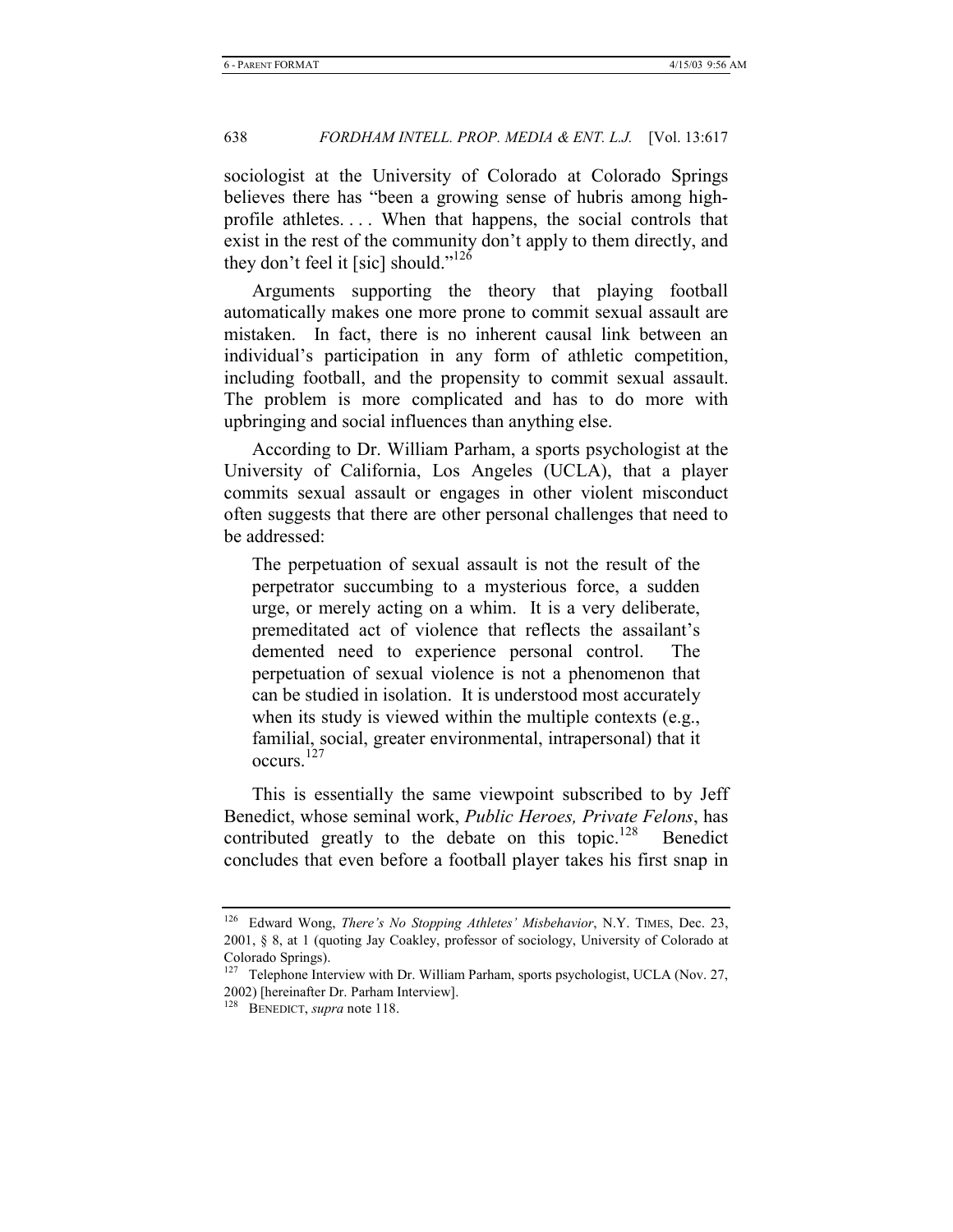sociologist at the University of Colorado at Colorado Springs believes there has "been a growing sense of hubris among high-profile athletes. . . . When that happens, the social controls that exist in the rest of the community don't apply to them directly, and they don't feel it [sic] should."[126]

Arguments supporting the theory that playing football automatically makes one more prone to commit sexual assault are mistaken. In fact, there is no inherent causal link between an individual's participation in any form of athletic competition, including football, and the propensity to commit sexual assault. The problem is more complicated and has to do more with upbringing and social influences than anything else.

According to Dr. William Parham, a sports psychologist at the University of California, Los Angeles (UCLA), that a player commits sexual assault or engages in other violent misconduct often suggests that there are other personal challenges that need to be addressed:

> The perpetuation of sexual assault is not the result of the perpetrator succumbing to a mysterious force, a sudden urge, or merely acting on a whim. It is a very deliberate, premeditated act of violence that reflects the assailant's demented need to experience personal control. The perpetuation of sexual violence is not a phenomenon that can be studied in isolation. It is understood most accurately when its study is viewed within the multiple contexts (e.g., familial, social, greater environmental, intrapersonal) that it occurs.[127]

This is essentially the same viewpoint subscribed to by Jeff Benedict, whose seminal work, *Public Heroes, Private Felons*, has contributed greatly to the debate on this topic.[128] Benedict concludes that even before a football player takes his first snap in

---

[126] Edward Wong, *There's No Stopping Athletes' Misbehavior*, N.Y. TIMES, Dec. 23, 2001, § 8, at 1 (quoting Jay Coakley, professor of sociology, University of Colorado at Colorado Springs).

[127] Telephone Interview with Dr. William Parham, sports psychologist, UCLA (Nov. 27, 2002) [hereinafter Dr. Parham Interview].

[128] BENEDICT, *supra* note 118.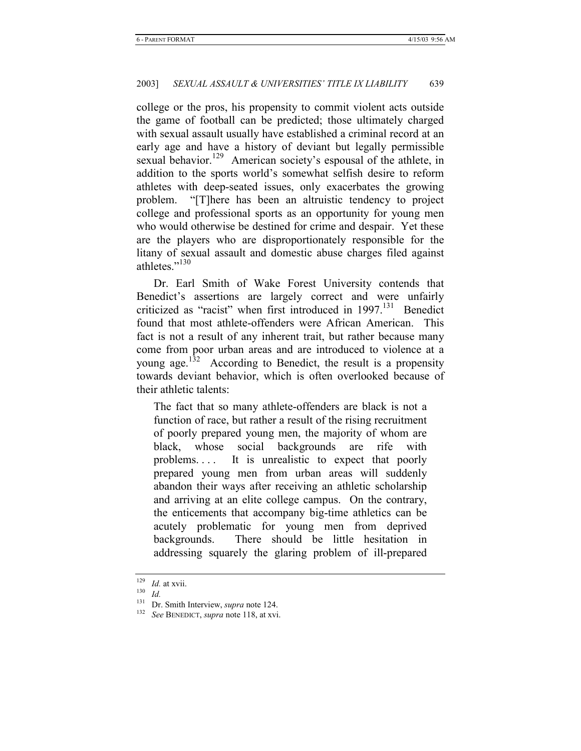college or the pros, his propensity to commit violent acts outside the game of football can be predicted; those ultimately charged with sexual assault usually have established a criminal record at an early age and have a history of deviant but legally permissible sexual behavior.[129] American society's espousal of the athlete, in addition to the sports world's somewhat selfish desire to reform athletes with deep-seated issues, only exacerbates the growing problem. "[T]here has been an altruistic tendency to project college and professional sports as an opportunity for young men who would otherwise be destined for crime and despair. Yet these are the players who are disproportionately responsible for the litany of sexual assault and domestic abuse charges filed against athletes."[130]

Dr. Earl Smith of Wake Forest University contends that Benedict's assertions are largely correct and were unfairly criticized as "racist" when first introduced in 1997.[131] Benedict found that most athlete-offenders were African American. This fact is not a result of any inherent trait, but rather because many come from poor urban areas and are introduced to violence at a young age.[132] According to Benedict, the result is a propensity towards deviant behavior, which is often overlooked because of their athletic talents:

> The fact that so many athlete-offenders are black is not a function of race, but rather a result of the rising recruitment of poorly prepared young men, the majority of whom are black, whose social backgrounds are rife with problems. . . . It is unrealistic to expect that poorly prepared young men from urban areas will suddenly abandon their ways after receiving an athletic scholarship and arriving at an elite college campus. On the contrary, the enticements that accompany big-time athletics can be acutely problematic for young men from deprived backgrounds. There should be little hesitation in addressing squarely the glaring problem of ill-prepared

---

[129] *Id.* at xvii.

[130] *Id.*

[131] Dr. Smith Interview, *supra* note 124.

[132] *See* BENEDICT, *supra* note 118, at xvi.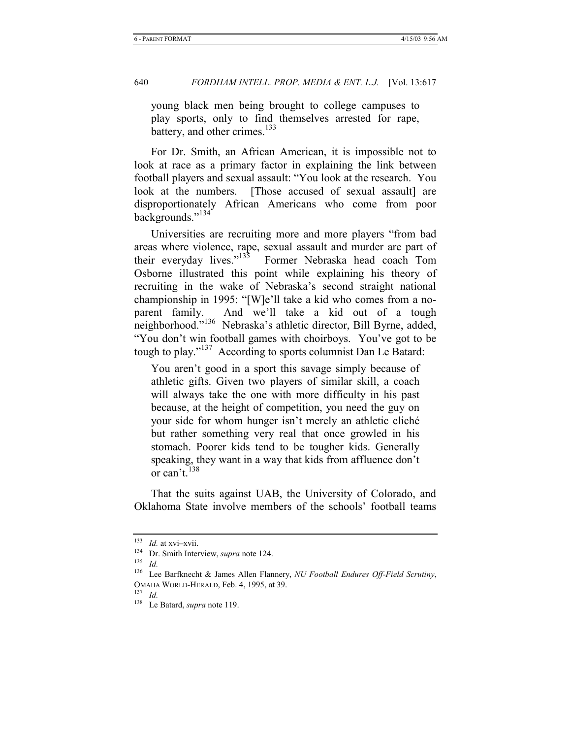young black men being brought to college campuses to play sports, only to find themselves arrested for rape, battery, and other crimes.[133]

For Dr. Smith, an African American, it is impossible not to look at race as a primary factor in explaining the link between football players and sexual assault: "You look at the research. You look at the numbers. [Those accused of sexual assault] are disproportionately African Americans who come from poor backgrounds."[134]

Universities are recruiting more and more players "from bad areas where violence, rape, sexual assault and murder are part of their everyday lives."[135] Former Nebraska head coach Tom Osborne illustrated this point while explaining his theory of recruiting in the wake of Nebraska's second straight national championship in 1995: "[W]e'll take a kid who comes from a no-parent family. And we'll take a kid out of a tough neighborhood."[136] Nebraska's athletic director, Bill Byrne, added, "You don't win football games with choirboys. You've got to be tough to play."[137] According to sports columnist Dan Le Batard:

> You aren't good in a sport this savage simply because of athletic gifts. Given two players of similar skill, a coach will always take the one with more difficulty in his past because, at the height of competition, you need the guy on your side for whom hunger isn't merely an athletic cliché but rather something very real that once growled in his stomach. Poorer kids tend to be tougher kids. Generally speaking, they want in a way that kids from affluence don't or can't.[138]

That the suits against UAB, the University of Colorado, and Oklahoma State involve members of the schools' football teams

---

[133] *Id.* at xvi–xvii.

[134] Dr. Smith Interview, *supra* note 124.

[135] *Id.*

[136] Lee Barfknecht & James Allen Flannery, *NU Football Endures Off-Field Scrutiny*, OMAHA WORLD-HERALD, Feb. 4, 1995, at 39.

[137] *Id.*

[138] Le Batard, *supra* note 119.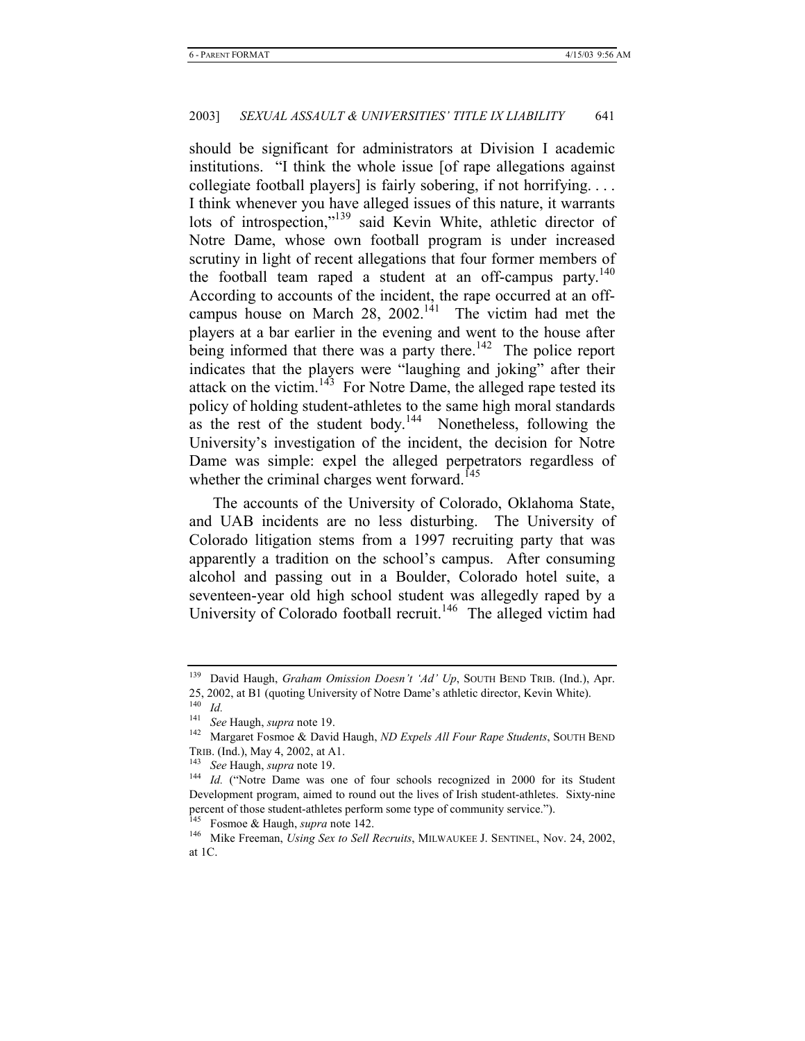should be significant for administrators at Division I academic institutions. "I think the whole issue [of rape allegations against collegiate football players] is fairly sobering, if not horrifying. . . . I think whenever you have alleged issues of this nature, it warrants lots of introspection,"[139] said Kevin White, athletic director of Notre Dame, whose own football program is under increased scrutiny in light of recent allegations that four former members of the football team raped a student at an off-campus party.[140] According to accounts of the incident, the rape occurred at an off-campus house on March 28, 2002.[141] The victim had met the players at a bar earlier in the evening and went to the house after being informed that there was a party there.[142] The police report indicates that the players were "laughing and joking" after their attack on the victim.[143] For Notre Dame, the alleged rape tested its policy of holding student-athletes to the same high moral standards as the rest of the student body.[144] Nonetheless, following the University's investigation of the incident, the decision for Notre Dame was simple: expel the alleged perpetrators regardless of whether the criminal charges went forward.[145]

The accounts of the University of Colorado, Oklahoma State, and UAB incidents are no less disturbing. The University of Colorado litigation stems from a 1997 recruiting party that was apparently a tradition on the school's campus. After consuming alcohol and passing out in a Boulder, Colorado hotel suite, a seventeen-year old high school student was allegedly raped by a University of Colorado football recruit.[146] The alleged victim had

---

[139] David Haugh, *Graham Omission Doesn't 'Ad' Up*, SOUTH BEND TRIB. (Ind.), Apr. 25, 2002, at B1 (quoting University of Notre Dame's athletic director, Kevin White).

[140] *Id.*

[141] *See* Haugh, *supra* note 19.

[142] Margaret Fosmoe & David Haugh, *ND Expels All Four Rape Students*, SOUTH BEND TRIB. (Ind.), May 4, 2002, at A1.

[143] *See* Haugh, *supra* note 19.

[144] *Id.* ("Notre Dame was one of four schools recognized in 2000 for its Student Development program, aimed to round out the lives of Irish student-athletes. Sixty-nine percent of those student-athletes perform some type of community service.").

[145] Fosmoe & Haugh, *supra* note 142.

[146] Mike Freeman, *Using Sex to Sell Recruits*, MILWAUKEE J. SENTINEL, Nov. 24, 2002, at 1C.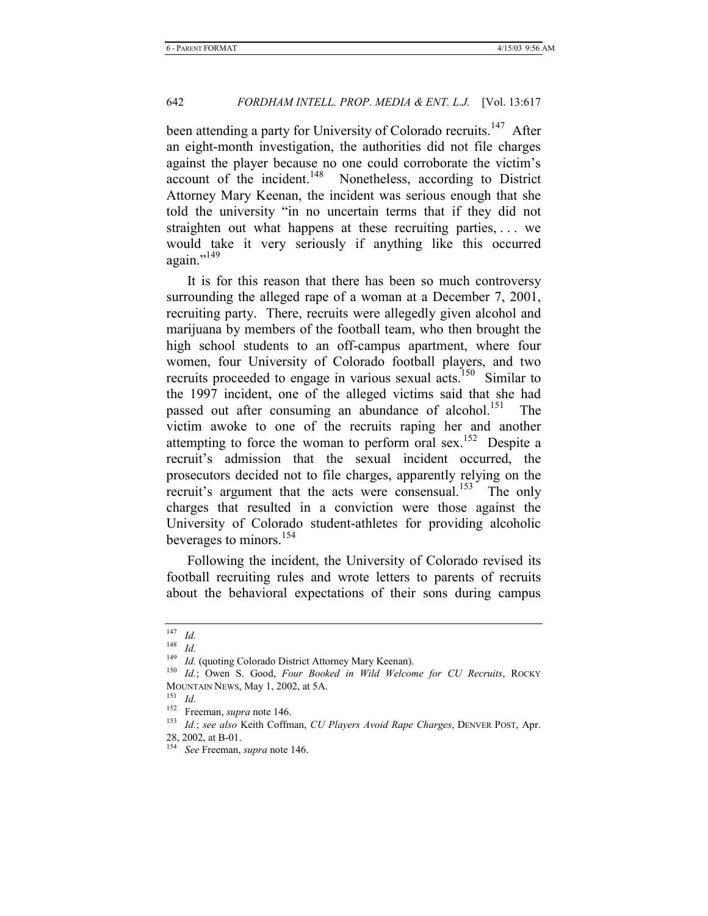been attending a party for University of Colorado recruits.[147] After an eight-month investigation, the authorities did not file charges against the player because no one could corroborate the victim's account of the incident.[148] Nonetheless, according to District Attorney Mary Keenan, the incident was serious enough that she told the university "in no uncertain terms that if they did not straighten out what happens at these recruiting parties, . . . we would take it very seriously if anything like this occurred again."[149]

It is for this reason that there has been so much controversy surrounding the alleged rape of a woman at a December 7, 2001, recruiting party. There, recruits were allegedly given alcohol and marijuana by members of the football team, who then brought the high school students to an off-campus apartment, where four women, four University of Colorado football players, and two recruits proceeded to engage in various sexual acts.[150] Similar to the 1997 incident, one of the alleged victims said that she had passed out after consuming an abundance of alcohol.[151] The victim awoke to one of the recruits raping her and another attempting to force the woman to perform oral sex.[152] Despite a recruit's admission that the sexual incident occurred, the prosecutors decided not to file charges, apparently relying on the recruit's argument that the acts were consensual.[153] The only charges that resulted in a conviction were those against the University of Colorado student-athletes for providing alcoholic beverages to minors.[154]

Following the incident, the University of Colorado revised its football recruiting rules and wrote letters to parents of recruits about the behavioral expectations of their sons during campus

---

[147] *Id.*

[148] *Id.*

[149] *Id.* (quoting Colorado District Attorney Mary Keenan).

[150] *Id.*; Owen S. Good, *Four Booked in Wild Welcome for CU Recruits*, ROCKY MOUNTAIN NEWS, May 1, 2002, at 5A.

[151] *Id.*

[152] Freeman, *supra* note 146.

[153] *Id.*; *see also* Keith Coffman, *CU Players Avoid Rape Charges*, DENVER POST, Apr. 28, 2002, at B-01.

[154] *See* Freeman, *supra* note 146.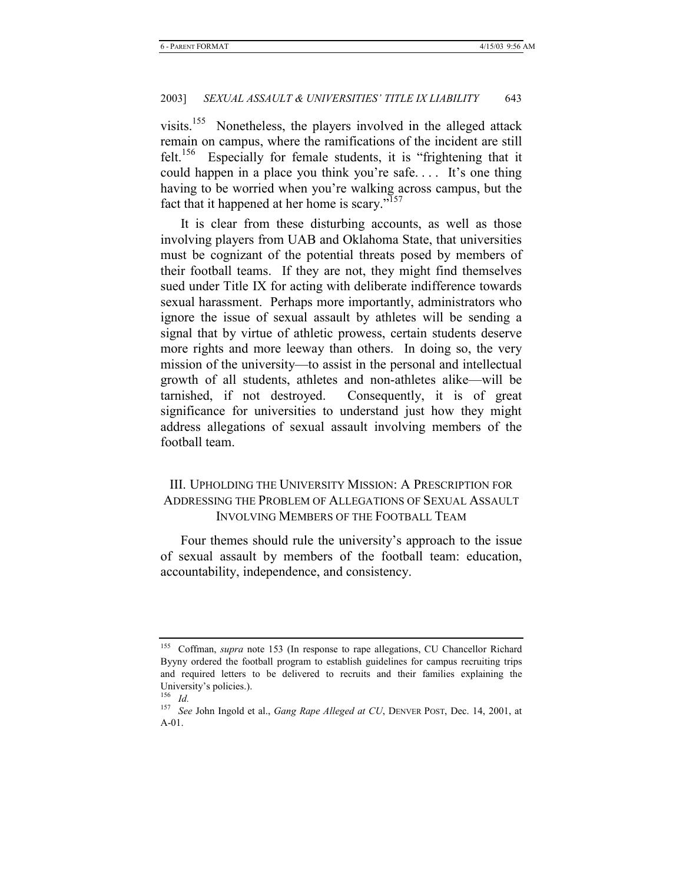visits.[155] Nonetheless, the players involved in the alleged attack remain on campus, where the ramifications of the incident are still felt.[156] Especially for female students, it is "frightening that it could happen in a place you think you're safe. . . . It's one thing having to be worried when you're walking across campus, but the fact that it happened at her home is scary."[157]

It is clear from these disturbing accounts, as well as those involving players from UAB and Oklahoma State, that universities must be cognizant of the potential threats posed by members of their football teams. If they are not, they might find themselves sued under Title IX for acting with deliberate indifference towards sexual harassment. Perhaps more importantly, administrators who ignore the issue of sexual assault by athletes will be sending a signal that by virtue of athletic prowess, certain students deserve more rights and more leeway than others. In doing so, the very mission of the university—to assist in the personal and intellectual growth of all students, athletes and non-athletes alike—will be tarnished, if not destroyed. Consequently, it is of great significance for universities to understand just how they might address allegations of sexual assault involving members of the football team.

## III. Upholding the University Mission: A Prescription for Addressing the Problem of Allegations of Sexual Assault Involving Members of the Football Team

Four themes should rule the university's approach to the issue of sexual assault by members of the football team: education, accountability, independence, and consistency.

---

[155] Coffman, *supra* note 153 (In response to rape allegations, CU Chancellor Richard Byyny ordered the football program to establish guidelines for campus recruiting trips and required letters to be delivered to recruits and their families explaining the University's policies.).

[156] *Id.*

[157] *See* John Ingold et al., *Gang Rape Alleged at CU*, DENVER POST, Dec. 14, 2001, at A-01.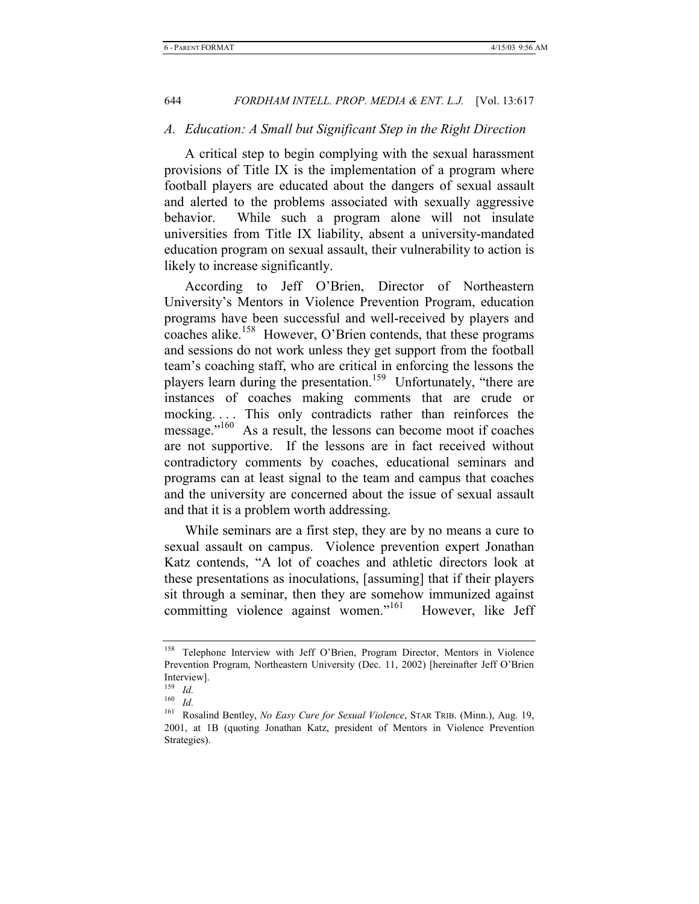### *A. Education: A Small but Significant Step in the Right Direction*

A critical step to begin complying with the sexual harassment provisions of Title IX is the implementation of a program where football players are educated about the dangers of sexual assault and alerted to the problems associated with sexually aggressive behavior. While such a program alone will not insulate universities from Title IX liability, absent a university-mandated education program on sexual assault, their vulnerability to action is likely to increase significantly.

According to Jeff O'Brien, Director of Northeastern University's Mentors in Violence Prevention Program, education programs have been successful and well-received by players and coaches alike.[158] However, O'Brien contends, that these programs and sessions do not work unless they get support from the football team's coaching staff, who are critical in enforcing the lessons the players learn during the presentation.[159] Unfortunately, "there are instances of coaches making comments that are crude or mocking. . . . This only contradicts rather than reinforces the message."[160] As a result, the lessons can become moot if coaches are not supportive. If the lessons are in fact received without contradictory comments by coaches, educational seminars and programs can at least signal to the team and campus that coaches and the university are concerned about the issue of sexual assault and that it is a problem worth addressing.

While seminars are a first step, they are by no means a cure to sexual assault on campus. Violence prevention expert Jonathan Katz contends, "A lot of coaches and athletic directors look at these presentations as inoculations, [assuming] that if their players sit through a seminar, then they are somehow immunized against committing violence against women."[161] However, like Jeff

---

[158] Telephone Interview with Jeff O'Brien, Program Director, Mentors in Violence Prevention Program, Northeastern University (Dec. 11, 2002) [hereinafter Jeff O'Brien Interview].

[159] *Id.*

[160] *Id.*

[161] Rosalind Bentley, *No Easy Cure for Sexual Violence*, STAR TRIB. (Minn.), Aug. 19, 2001, at 1B (quoting Jonathan Katz, president of Mentors in Violence Prevention Strategies).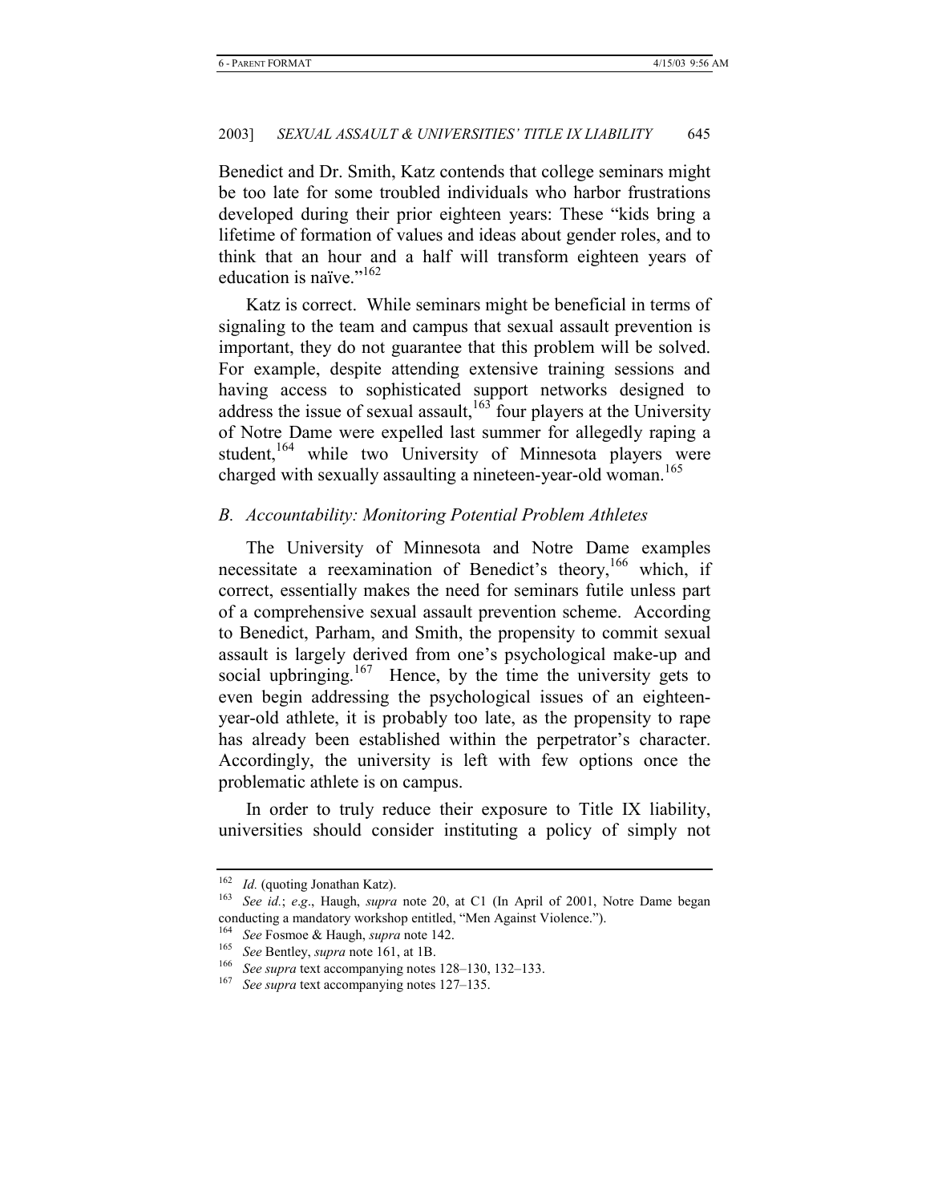Benedict and Dr. Smith, Katz contends that college seminars might be too late for some troubled individuals who harbor frustrations developed during their prior eighteen years: These "kids bring a lifetime of formation of values and ideas about gender roles, and to think that an hour and a half will transform eighteen years of education is naïve."[162]

Katz is correct. While seminars might be beneficial in terms of signaling to the team and campus that sexual assault prevention is important, they do not guarantee that this problem will be solved. For example, despite attending extensive training sessions and having access to sophisticated support networks designed to address the issue of sexual assault,[163] four players at the University of Notre Dame were expelled last summer for allegedly raping a student,[164] while two University of Minnesota players were charged with sexually assaulting a nineteen-year-old woman.[165]

### *B. Accountability: Monitoring Potential Problem Athletes*

The University of Minnesota and Notre Dame examples necessitate a reexamination of Benedict's theory,[166] which, if correct, essentially makes the need for seminars futile unless part of a comprehensive sexual assault prevention scheme. According to Benedict, Parham, and Smith, the propensity to commit sexual assault is largely derived from one's psychological make-up and social upbringing.[167] Hence, by the time the university gets to even begin addressing the psychological issues of an eighteen-year-old athlete, it is probably too late, as the propensity to rape has already been established within the perpetrator's character. Accordingly, the university is left with few options once the problematic athlete is on campus.

In order to truly reduce their exposure to Title IX liability, universities should consider instituting a policy of simply not

---

162 *Id.* (quoting Jonathan Katz).

163 *See id.*; *e.g*., Haugh, *supra* note 20, at C1 (In April of 2001, Notre Dame began conducting a mandatory workshop entitled, "Men Against Violence.").

164 *See* Fosmoe & Haugh, *supra* note 142.

165 *See* Bentley, *supra* note 161, at 1B.

166 *See supra* text accompanying notes 128–130, 132–133.

167 *See supra* text accompanying notes 127–135.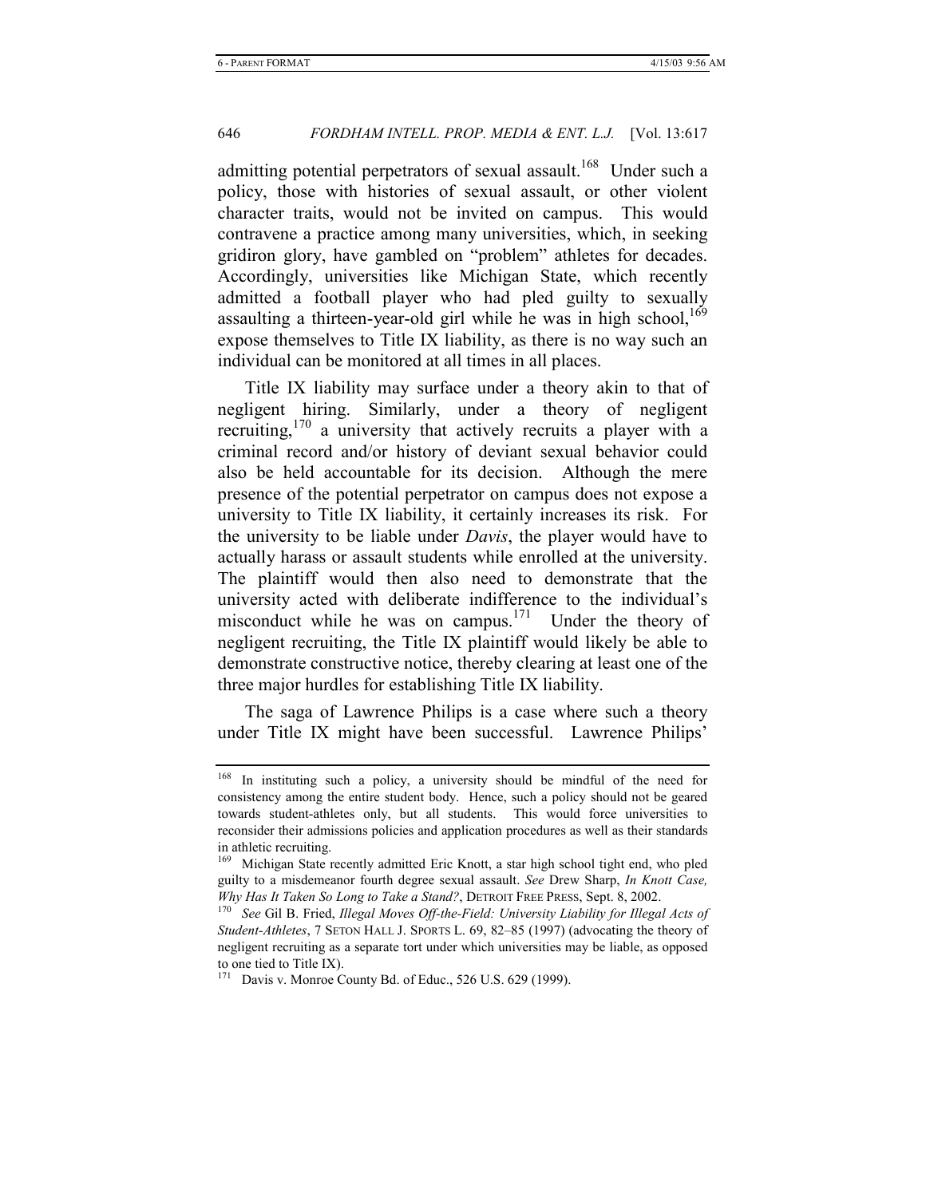admitting potential perpetrators of sexual assault.[168] Under such a policy, those with histories of sexual assault, or other violent character traits, would not be invited on campus. This would contravene a practice among many universities, which, in seeking gridiron glory, have gambled on "problem" athletes for decades. Accordingly, universities like Michigan State, which recently admitted a football player who had pled guilty to sexually assaulting a thirteen-year-old girl while he was in high school,[169] expose themselves to Title IX liability, as there is no way such an individual can be monitored at all times in all places.

Title IX liability may surface under a theory akin to that of negligent hiring. Similarly, under a theory of negligent recruiting,[170] a university that actively recruits a player with a criminal record and/or history of deviant sexual behavior could also be held accountable for its decision. Although the mere presence of the potential perpetrator on campus does not expose a university to Title IX liability, it certainly increases its risk. For the university to be liable under *Davis*, the player would have to actually harass or assault students while enrolled at the university. The plaintiff would then also need to demonstrate that the university acted with deliberate indifference to the individual's misconduct while he was on campus.[171] Under the theory of negligent recruiting, the Title IX plaintiff would likely be able to demonstrate constructive notice, thereby clearing at least one of the three major hurdles for establishing Title IX liability.

The saga of Lawrence Philips is a case where such a theory under Title IX might have been successful. Lawrence Philips'

---

[168] In instituting such a policy, a university should be mindful of the need for consistency among the entire student body. Hence, such a policy should not be geared towards student-athletes only, but all students. This would force universities to reconsider their admissions policies and application procedures as well as their standards in athletic recruiting.

[169] Michigan State recently admitted Eric Knott, a star high school tight end, who pled guilty to a misdemeanor fourth degree sexual assault. *See* Drew Sharp, *In Knott Case, Why Has It Taken So Long to Take a Stand?*, DETROIT FREE PRESS, Sept. 8, 2002.

[170] *See* Gil B. Fried, *Illegal Moves Off-the-Field: University Liability for Illegal Acts of Student-Athletes*, 7 SETON HALL J. SPORTS L. 69, 82–85 (1997) (advocating the theory of negligent recruiting as a separate tort under which universities may be liable, as opposed to one tied to Title IX).

[171] Davis v. Monroe County Bd. of Educ., 526 U.S. 629 (1999).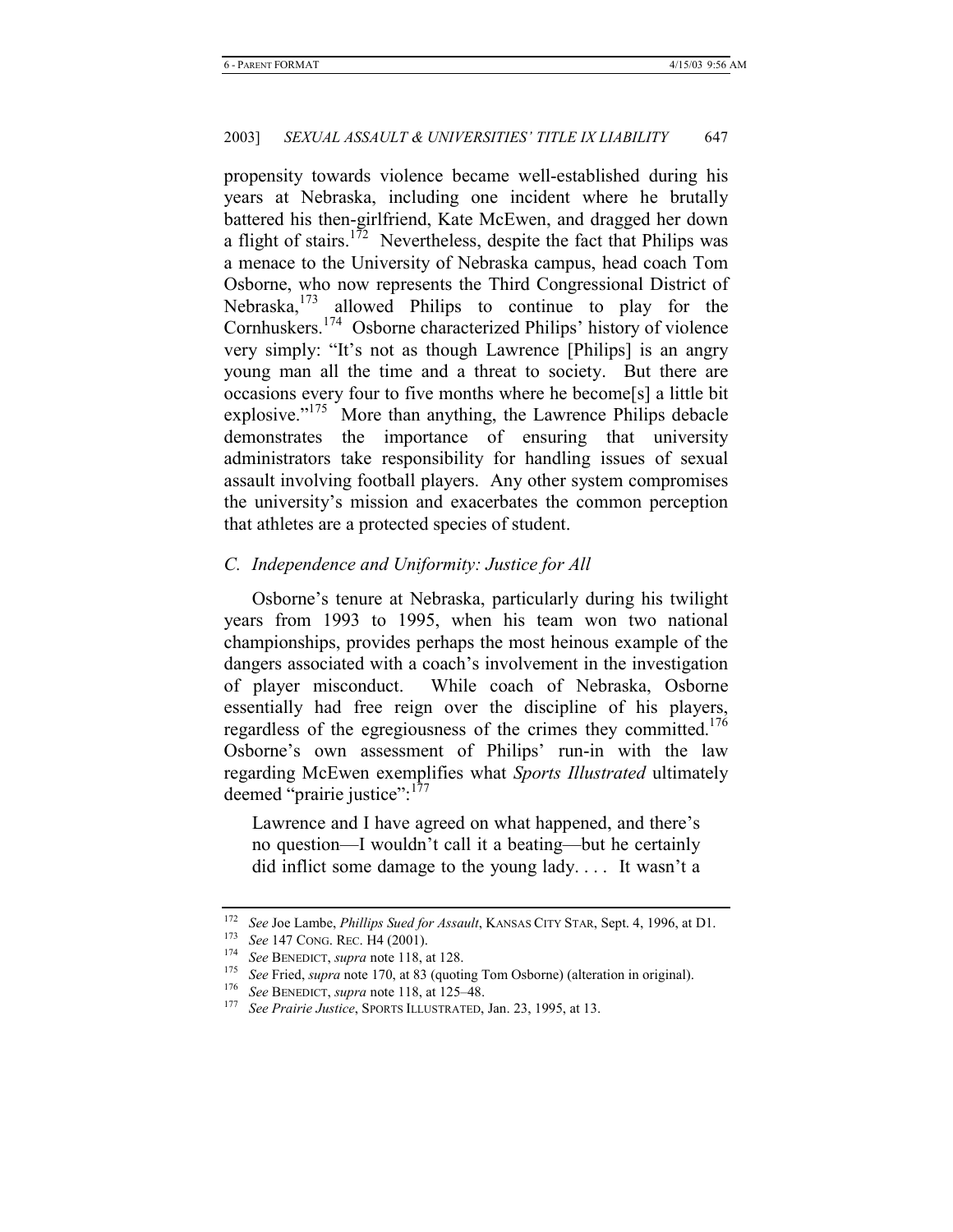propensity towards violence became well-established during his years at Nebraska, including one incident where he brutally battered his then-girlfriend, Kate McEwen, and dragged her down a flight of stairs.[172] Nevertheless, despite the fact that Philips was a menace to the University of Nebraska campus, head coach Tom Osborne, who now represents the Third Congressional District of Nebraska,[173] allowed Philips to continue to play for the Cornhuskers.[174] Osborne characterized Philips' history of violence very simply: "It's not as though Lawrence [Philips] is an angry young man all the time and a threat to society. But there are occasions every four to five months where he become[s] a little bit explosive."[175] More than anything, the Lawrence Philips debacle demonstrates the importance of ensuring that university administrators take responsibility for handling issues of sexual assault involving football players. Any other system compromises the university's mission and exacerbates the common perception that athletes are a protected species of student.

### *C. Independence and Uniformity: Justice for All*

Osborne's tenure at Nebraska, particularly during his twilight years from 1993 to 1995, when his team won two national championships, provides perhaps the most heinous example of the dangers associated with a coach's involvement in the investigation of player misconduct. While coach of Nebraska, Osborne essentially had free reign over the discipline of his players, regardless of the egregiousness of the crimes they committed.[176] Osborne's own assessment of Philips' run-in with the law regarding McEwen exemplifies what *Sports Illustrated* ultimately deemed "prairie justice":[177]

> Lawrence and I have agreed on what happened, and there's no question—I wouldn't call it a beating—but he certainly did inflict some damage to the young lady. . . . It wasn't a

---

[172] *See* Joe Lambe, *Phillips Sued for Assault*, KANSAS CITY STAR, Sept. 4, 1996, at D1.

[173] *See* 147 CONG. REC. H4 (2001).

[174] *See* BENEDICT, *supra* note 118, at 128.

[175] *See* Fried, *supra* note 170, at 83 (quoting Tom Osborne) (alteration in original).

[176] *See* BENEDICT, *supra* note 118, at 125–48.

[177] *See Prairie Justice*, SPORTS ILLUSTRATED, Jan. 23, 1995, at 13.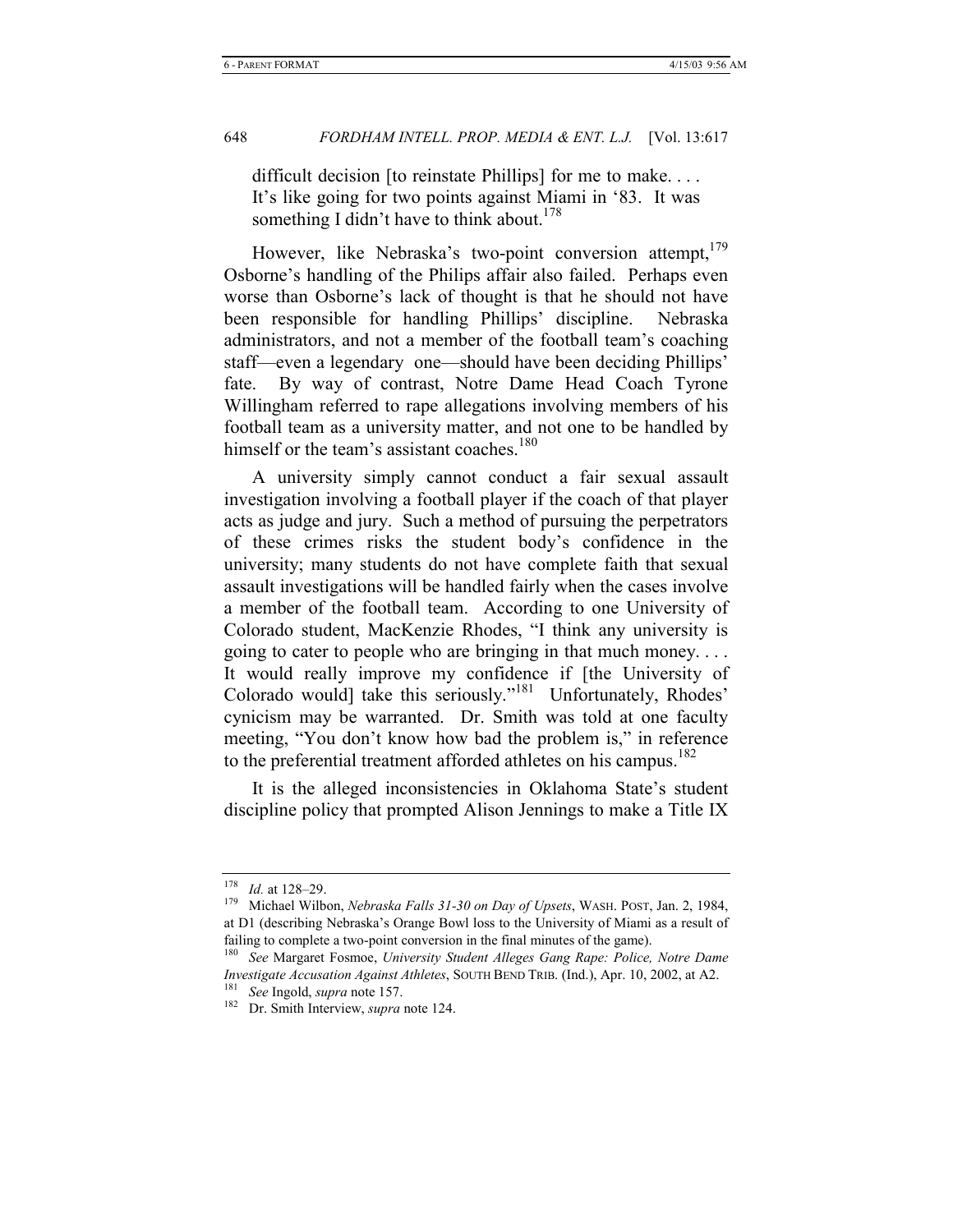difficult decision [to reinstate Phillips] for me to make. . . . It's like going for two points against Miami in '83. It was something I didn't have to think about.[178]

However, like Nebraska's two-point conversion attempt,[179] Osborne's handling of the Philips affair also failed. Perhaps even worse than Osborne's lack of thought is that he should not have been responsible for handling Phillips' discipline. Nebraska administrators, and not a member of the football team's coaching staff—even a legendary one—should have been deciding Phillips' fate. By way of contrast, Notre Dame Head Coach Tyrone Willingham referred to rape allegations involving members of his football team as a university matter, and not one to be handled by himself or the team's assistant coaches.[180]

A university simply cannot conduct a fair sexual assault investigation involving a football player if the coach of that player acts as judge and jury. Such a method of pursuing the perpetrators of these crimes risks the student body's confidence in the university; many students do not have complete faith that sexual assault investigations will be handled fairly when the cases involve a member of the football team. According to one University of Colorado student, MacKenzie Rhodes, "I think any university is going to cater to people who are bringing in that much money. . . . It would really improve my confidence if [the University of Colorado would] take this seriously."[181] Unfortunately, Rhodes' cynicism may be warranted. Dr. Smith was told at one faculty meeting, "You don't know how bad the problem is," in reference to the preferential treatment afforded athletes on his campus.[182]

It is the alleged inconsistencies in Oklahoma State's student discipline policy that prompted Alison Jennings to make a Title IX

---

[178] *Id.* at 128–29.

[179] Michael Wilbon, *Nebraska Falls 31-30 on Day of Upsets*, WASH. POST, Jan. 2, 1984, at D1 (describing Nebraska's Orange Bowl loss to the University of Miami as a result of failing to complete a two-point conversion in the final minutes of the game).

[180] *See* Margaret Fosmoe, *University Student Alleges Gang Rape: Police, Notre Dame Investigate Accusation Against Athletes*, SOUTH BEND TRIB. (Ind.), Apr. 10, 2002, at A2.

[181] *See* Ingold, *supra* note 157.

[182] Dr. Smith Interview, *supra* note 124.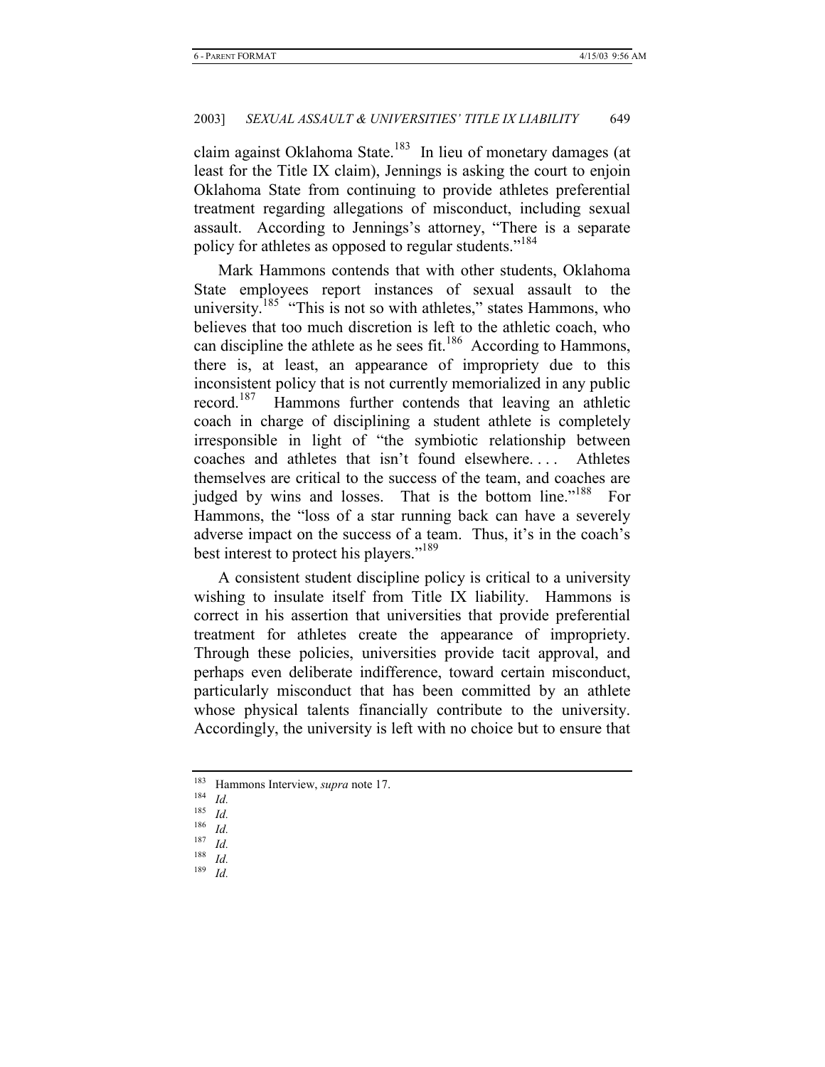claim against Oklahoma State.[183] In lieu of monetary damages (at least for the Title IX claim), Jennings is asking the court to enjoin Oklahoma State from continuing to provide athletes preferential treatment regarding allegations of misconduct, including sexual assault. According to Jennings's attorney, "There is a separate policy for athletes as opposed to regular students."[184]

Mark Hammons contends that with other students, Oklahoma State employees report instances of sexual assault to the university.[185] "This is not so with athletes," states Hammons, who believes that too much discretion is left to the athletic coach, who can discipline the athlete as he sees fit.[186] According to Hammons, there is, at least, an appearance of impropriety due to this inconsistent policy that is not currently memorialized in any public record.[187] Hammons further contends that leaving an athletic coach in charge of disciplining a student athlete is completely irresponsible in light of "the symbiotic relationship between coaches and athletes that isn't found elsewhere. . . . Athletes themselves are critical to the success of the team, and coaches are judged by wins and losses. That is the bottom line."[188] For Hammons, the "loss of a star running back can have a severely adverse impact on the success of a team. Thus, it's in the coach's best interest to protect his players."[189]

A consistent student discipline policy is critical to a university wishing to insulate itself from Title IX liability. Hammons is correct in his assertion that universities that provide preferential treatment for athletes create the appearance of impropriety. Through these policies, universities provide tacit approval, and perhaps even deliberate indifference, toward certain misconduct, particularly misconduct that has been committed by an athlete whose physical talents financially contribute to the university. Accordingly, the university is left with no choice but to ensure that

---

[183] Hammons Interview, *supra* note 17.

[184] *Id.*

[185] *Id.*

[186] *Id.*

[187] *Id.*

[188] *Id.*

[189] *Id.*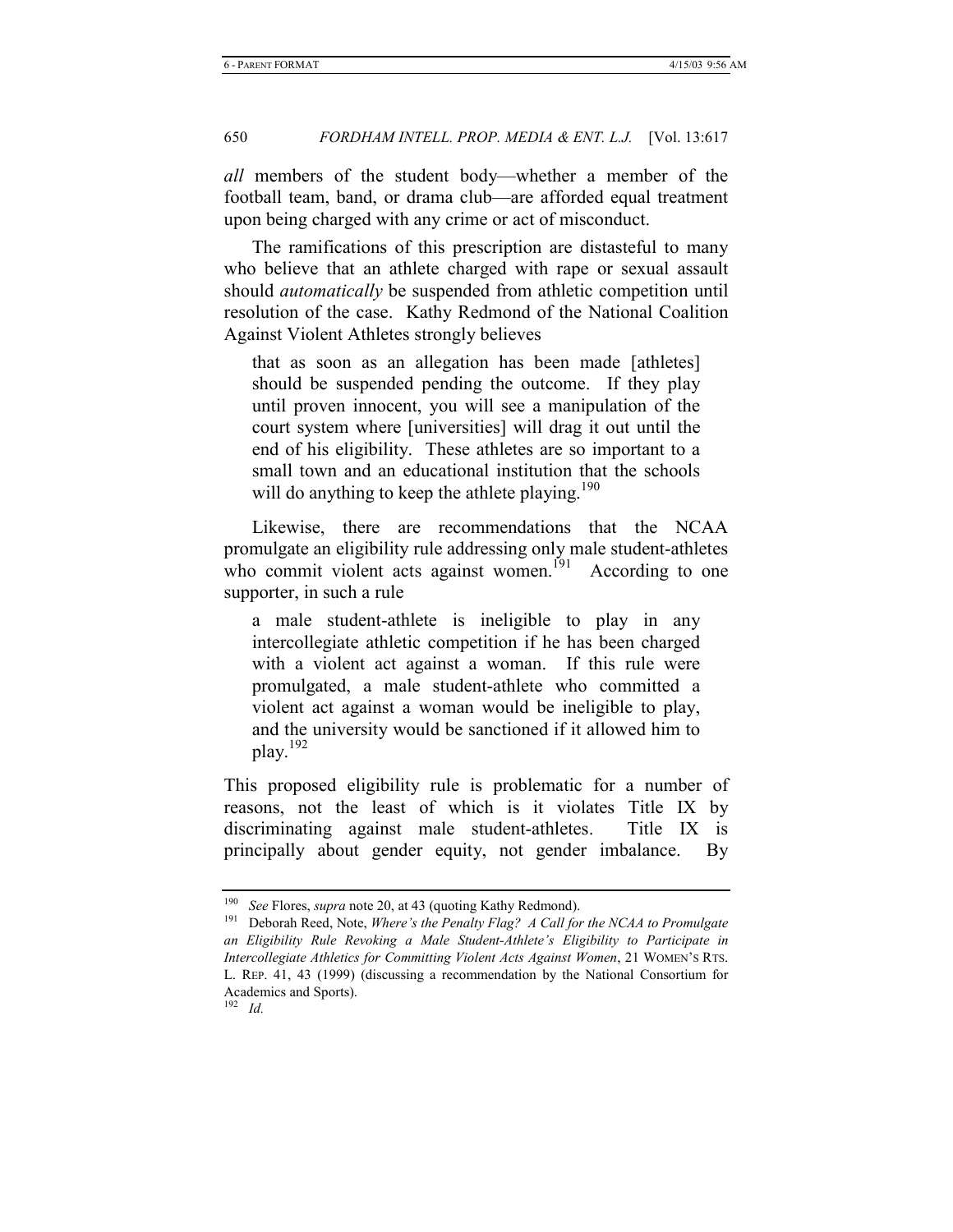*all* members of the student body—whether a member of the football team, band, or drama club—are afforded equal treatment upon being charged with any crime or act of misconduct.

The ramifications of this prescription are distasteful to many who believe that an athlete charged with rape or sexual assault should *automatically* be suspended from athletic competition until resolution of the case. Kathy Redmond of the National Coalition Against Violent Athletes strongly believes

> that as soon as an allegation has been made [athletes] should be suspended pending the outcome. If they play until proven innocent, you will see a manipulation of the court system where [universities] will drag it out until the end of his eligibility. These athletes are so important to a small town and an educational institution that the schools will do anything to keep the athlete playing.[190]

Likewise, there are recommendations that the NCAA promulgate an eligibility rule addressing only male student-athletes who commit violent acts against women.[191] According to one supporter, in such a rule

> a male student-athlete is ineligible to play in any intercollegiate athletic competition if he has been charged with a violent act against a woman. If this rule were promulgated, a male student-athlete who committed a violent act against a woman would be ineligible to play, and the university would be sanctioned if it allowed him to play.[192]

This proposed eligibility rule is problematic for a number of reasons, not the least of which is it violates Title IX by discriminating against male student-athletes. Title IX is principally about gender equity, not gender imbalance. By

---

[190] *See* Flores, *supra* note 20, at 43 (quoting Kathy Redmond).

[191] Deborah Reed, Note, *Where's the Penalty Flag? A Call for the NCAA to Promulgate an Eligibility Rule Revoking a Male Student-Athlete's Eligibility to Participate in Intercollegiate Athletics for Committing Violent Acts Against Women*, 21 WOMEN'S RTS. L. REP. 41, 43 (1999) (discussing a recommendation by the National Consortium for Academics and Sports).

[192] *Id.*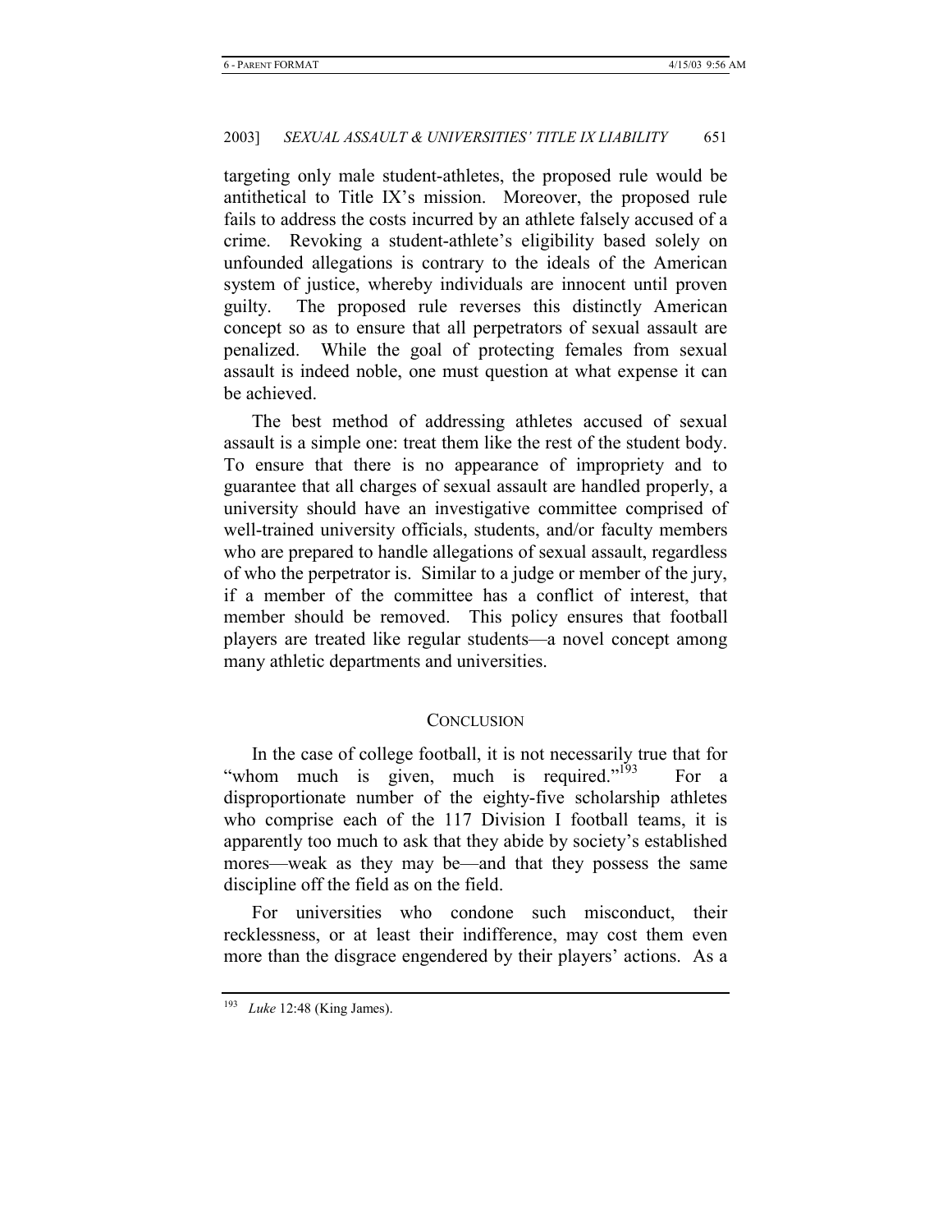targeting only male student-athletes, the proposed rule would be antithetical to Title IX's mission. Moreover, the proposed rule fails to address the costs incurred by an athlete falsely accused of a crime. Revoking a student-athlete's eligibility based solely on unfounded allegations is contrary to the ideals of the American system of justice, whereby individuals are innocent until proven guilty. The proposed rule reverses this distinctly American concept so as to ensure that all perpetrators of sexual assault are penalized. While the goal of protecting females from sexual assault is indeed noble, one must question at what expense it can be achieved.

The best method of addressing athletes accused of sexual assault is a simple one: treat them like the rest of the student body. To ensure that there is no appearance of impropriety and to guarantee that all charges of sexual assault are handled properly, a university should have an investigative committee comprised of well-trained university officials, students, and/or faculty members who are prepared to handle allegations of sexual assault, regardless of who the perpetrator is. Similar to a judge or member of the jury, if a member of the committee has a conflict of interest, that member should be removed. This policy ensures that football players are treated like regular students—a novel concept among many athletic departments and universities.

## CONCLUSION

In the case of college football, it is not necessarily true that for "whom much is given, much is required."[193] For a disproportionate number of the eighty-five scholarship athletes who comprise each of the 117 Division I football teams, it is apparently too much to ask that they abide by society's established mores—weak as they may be—and that they possess the same discipline off the field as on the field.

For universities who condone such misconduct, their recklessness, or at least their indifference, may cost them even more than the disgrace engendered by their players' actions. As a

[193] *Luke* 12:48 (King James).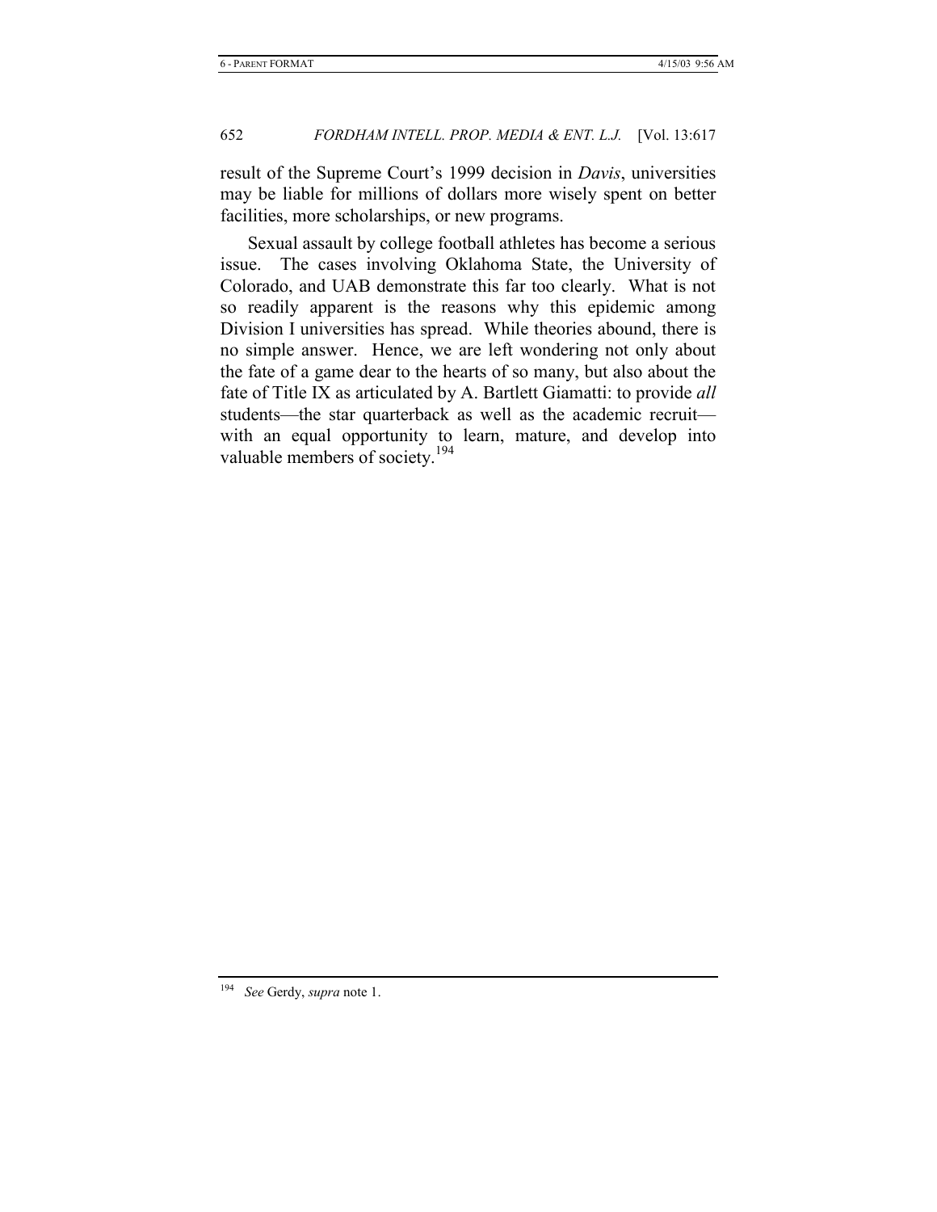result of the Supreme Court's 1999 decision in *Davis*, universities may be liable for millions of dollars more wisely spent on better facilities, more scholarships, or new programs.

Sexual assault by college football athletes has become a serious issue. The cases involving Oklahoma State, the University of Colorado, and UAB demonstrate this far too clearly. What is not so readily apparent is the reasons why this epidemic among Division I universities has spread. While theories abound, there is no simple answer. Hence, we are left wondering not only about the fate of a game dear to the hearts of so many, but also about the fate of Title IX as articulated by A. Bartlett Giamatti: to provide *all* students—the star quarterback as well as the academic recruit—with an equal opportunity to learn, mature, and develop into valuable members of society.[194]

---

[194] *See* Gerdy, *supra* note 1.